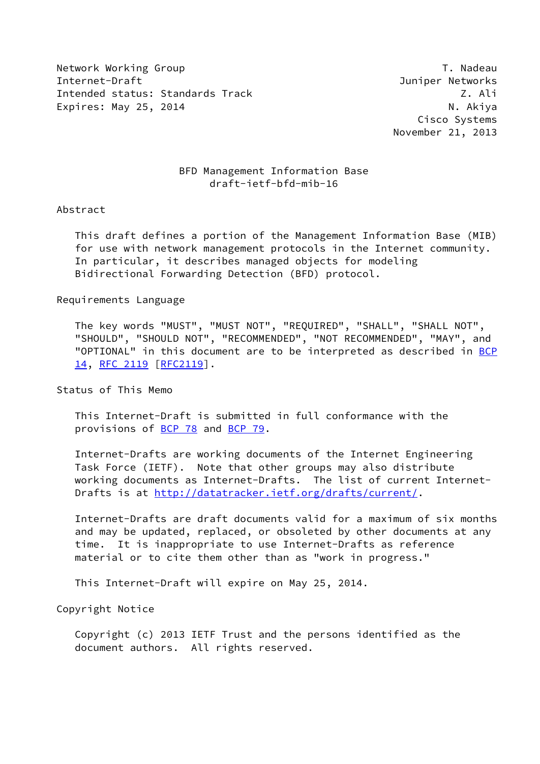Network Working Group T. Nadeau
Internet-Draft Juniper Networks
Intended status: Standards Track Z. Ali
Expires: May 25, 2014 N. Akiya
Cisco Systems
November 21, 2013

# BFD Management Information Base
draft-ietf-bfd-mib-16

## Abstract

This draft defines a portion of the Management Information Base (MIB) for use with network management protocols in the Internet community. In particular, it describes managed objects for modeling Bidirectional Forwarding Detection (BFD) protocol.

## Requirements Language

The key words "MUST", "MUST NOT", "REQUIRED", "SHALL", "SHALL NOT", "SHOULD", "SHOULD NOT", "RECOMMENDED", "NOT RECOMMENDED", "MAY", and "OPTIONAL" in this document are to be interpreted as described in BCP 14, RFC 2119 [RFC2119].

## Status of This Memo

This Internet-Draft is submitted in full conformance with the provisions of BCP 78 and BCP 79.

Internet-Drafts are working documents of the Internet Engineering Task Force (IETF). Note that other groups may also distribute working documents as Internet-Drafts. The list of current Internet-Drafts is at http://datatracker.ietf.org/drafts/current/.

Internet-Drafts are draft documents valid for a maximum of six months and may be updated, replaced, or obsoleted by other documents at any time. It is inappropriate to use Internet-Drafts as reference material or to cite them other than as "work in progress."

This Internet-Draft will expire on May 25, 2014.

## Copyright Notice

Copyright (c) 2013 IETF Trust and the persons identified as the document authors. All rights reserved.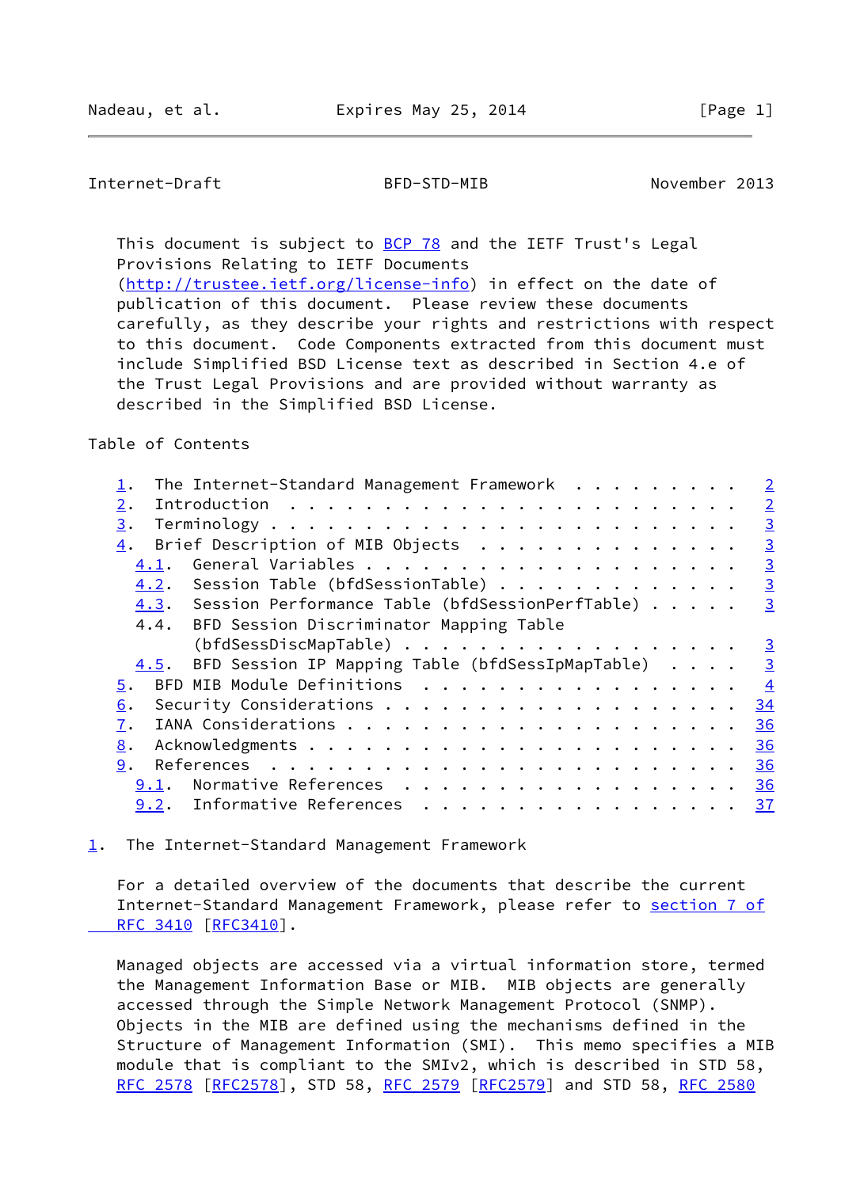This document is subject to BCP 78 and the IETF Trust's Legal Provisions Relating to IETF Documents (http://trustee.ietf.org/license-info) in effect on the date of publication of this document. Please review these documents carefully, as they describe your rights and restrictions with respect to this document. Code Components extracted from this document must include Simplified BSD License text as described in Section 4.e of the Trust Legal Provisions and are provided without warranty as described in the Simplified BSD License.

Table of Contents

1. The Internet-Standard Management Framework . . . . . . . . . 2
2. Introduction . . . . . . . . . . . . . . . . . . . . . . . . 2
3. Terminology . . . . . . . . . . . . . . . . . . . . . . . . . 3
4. Brief Description of MIB Objects . . . . . . . . . . . . . . 3
   4.1. General Variables . . . . . . . . . . . . . . . . . . . . 3
   4.2. Session Table (bfdSessionTable) . . . . . . . . . . . . . 3
   4.3. Session Performance Table (bfdSessionPerfTable) . . . . . 3
   4.4. BFD Session Discriminator Mapping Table (bfdSessDiscMapTable) . . . . . . . . . . . . . . . . . 3
   4.5. BFD Session IP Mapping Table (bfdSessIpMapTable) . . . . 3
5. BFD MIB Module Definitions . . . . . . . . . . . . . . . . . 4
6. Security Considerations . . . . . . . . . . . . . . . . . . . 34
7. IANA Considerations . . . . . . . . . . . . . . . . . . . . . 36
8. Acknowledgments . . . . . . . . . . . . . . . . . . . . . . . 36
9. References . . . . . . . . . . . . . . . . . . . . . . . . . 36
   9.1. Normative References . . . . . . . . . . . . . . . . . . 36
   9.2. Informative References . . . . . . . . . . . . . . . . . 37

## 1. The Internet-Standard Management Framework

For a detailed overview of the documents that describe the current Internet-Standard Management Framework, please refer to section 7 of RFC 3410 [RFC3410].

Managed objects are accessed via a virtual information store, termed the Management Information Base or MIB. MIB objects are generally accessed through the Simple Network Management Protocol (SNMP). Objects in the MIB are defined using the mechanisms defined in the Structure of Management Information (SMI). This memo specifies a MIB module that is compliant to the SMIv2, which is described in STD 58, RFC 2578 [RFC2578], STD 58, RFC 2579 [RFC2579] and STD 58, RFC 2580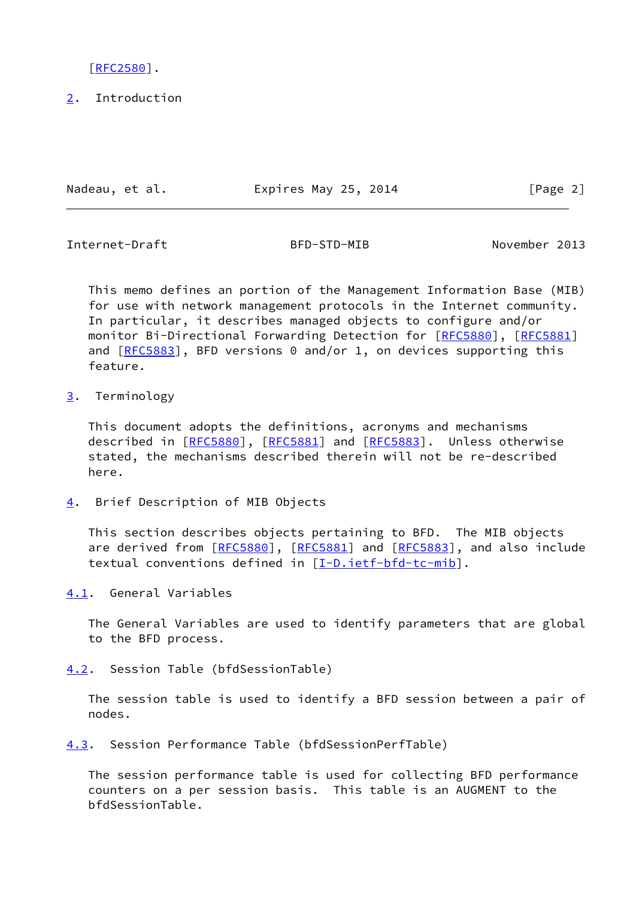[RFC2580].

## 2. Introduction

This memo defines an portion of the Management Information Base (MIB) for use with network management protocols in the Internet community. In particular, it describes managed objects to configure and/or monitor Bi-Directional Forwarding Detection for [RFC5880], [RFC5881] and [RFC5883], BFD versions 0 and/or 1, on devices supporting this feature.

## 3. Terminology

This document adopts the definitions, acronyms and mechanisms described in [RFC5880], [RFC5881] and [RFC5883]. Unless otherwise stated, the mechanisms described therein will not be re-described here.

## 4. Brief Description of MIB Objects

This section describes objects pertaining to BFD. The MIB objects are derived from [RFC5880], [RFC5881] and [RFC5883], and also include textual conventions defined in [I-D.ietf-bfd-tc-mib].

### 4.1. General Variables

The General Variables are used to identify parameters that are global to the BFD process.

### 4.2. Session Table (bfdSessionTable)

The session table is used to identify a BFD session between a pair of nodes.

### 4.3. Session Performance Table (bfdSessionPerfTable)

The session performance table is used for collecting BFD performance counters on a per session basis. This table is an AUGMENT to the bfdSessionTable.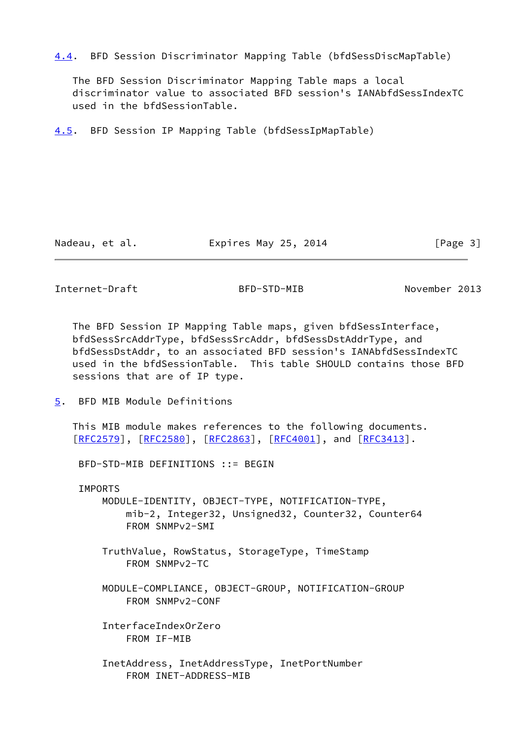### 4.4. BFD Session Discriminator Mapping Table (bfdSessDiscMapTable)

The BFD Session Discriminator Mapping Table maps a local discriminator value to associated BFD session's IANAbfdSessIndexTC used in the bfdSessionTable.

### 4.5. BFD Session IP Mapping Table (bfdSessIpMapTable)

The BFD Session IP Mapping Table maps, given bfdSessInterface, bfdSessSrcAddrType, bfdSessSrcAddr, bfdSessDstAddrType, and bfdSessDstAddr, to an associated BFD session's IANAbfdSessIndexTC used in the bfdSessionTable. This table SHOULD contains those BFD sessions that are of IP type.

## 5. BFD MIB Module Definitions

This MIB module makes references to the following documents. [RFC2579], [RFC2580], [RFC2863], [RFC4001], and [RFC3413].

```
 BFD-STD-MIB DEFINITIONS ::= BEGIN

 IMPORTS
     MODULE-IDENTITY, OBJECT-TYPE, NOTIFICATION-TYPE,
         mib-2, Integer32, Unsigned32, Counter32, Counter64
         FROM SNMPv2-SMI

     TruthValue, RowStatus, StorageType, TimeStamp
         FROM SNMPv2-TC

     MODULE-COMPLIANCE, OBJECT-GROUP, NOTIFICATION-GROUP
         FROM SNMPv2-CONF

     InterfaceIndexOrZero
         FROM IF-MIB

     InetAddress, InetAddressType, InetPortNumber
         FROM INET-ADDRESS-MIB
```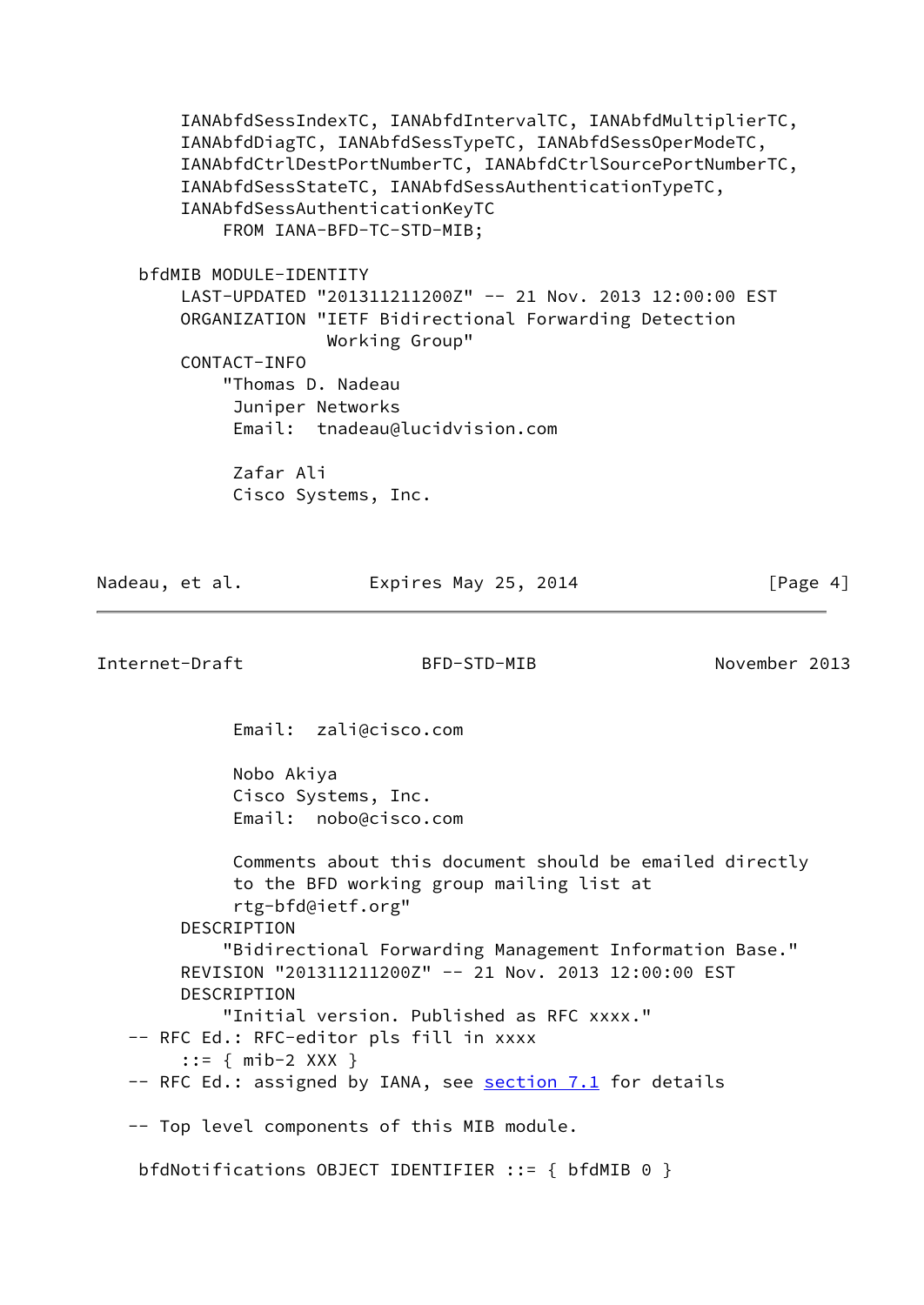```
       IANAbfdSessIndexTC, IANAbfdIntervalTC, IANAbfdMultiplierTC,
       IANAbfdDiagTC, IANAbfdSessTypeTC, IANAbfdSessOperModeTC,
       IANAbfdCtrlDestPortNumberTC, IANAbfdCtrlSourcePortNumberTC,
       IANAbfdSessStateTC, IANAbfdSessAuthenticationTypeTC,
       IANAbfdSessAuthenticationKeyTC
           FROM IANA-BFD-TC-STD-MIB;

   bfdMIB MODULE-IDENTITY
       LAST-UPDATED "201311211200Z" -- 21 Nov. 2013 12:00:00 EST
       ORGANIZATION "IETF Bidirectional Forwarding Detection
                     Working Group"
       CONTACT-INFO
           "Thomas D. Nadeau
            Juniper Networks
            Email:  tnadeau@lucidvision.com

            Zafar Ali
            Cisco Systems, Inc.
            Email:  zali@cisco.com

            Nobo Akiya
            Cisco Systems, Inc.
            Email:  nobo@cisco.com

            Comments about this document should be emailed directly
            to the BFD working group mailing list at
            rtg-bfd@ietf.org"
       DESCRIPTION
           "Bidirectional Forwarding Management Information Base."
       REVISION "201311211200Z" -- 21 Nov. 2013 12:00:00 EST
       DESCRIPTION
           "Initial version. Published as RFC xxxx."
  -- RFC Ed.: RFC-editor pls fill in xxxx
       ::= { mib-2 XXX }
  -- RFC Ed.: assigned by IANA, see section 7.1 for details

  -- Top level components of this MIB module.

   bfdNotifications OBJECT IDENTIFIER ::= { bfdMIB 0 }
```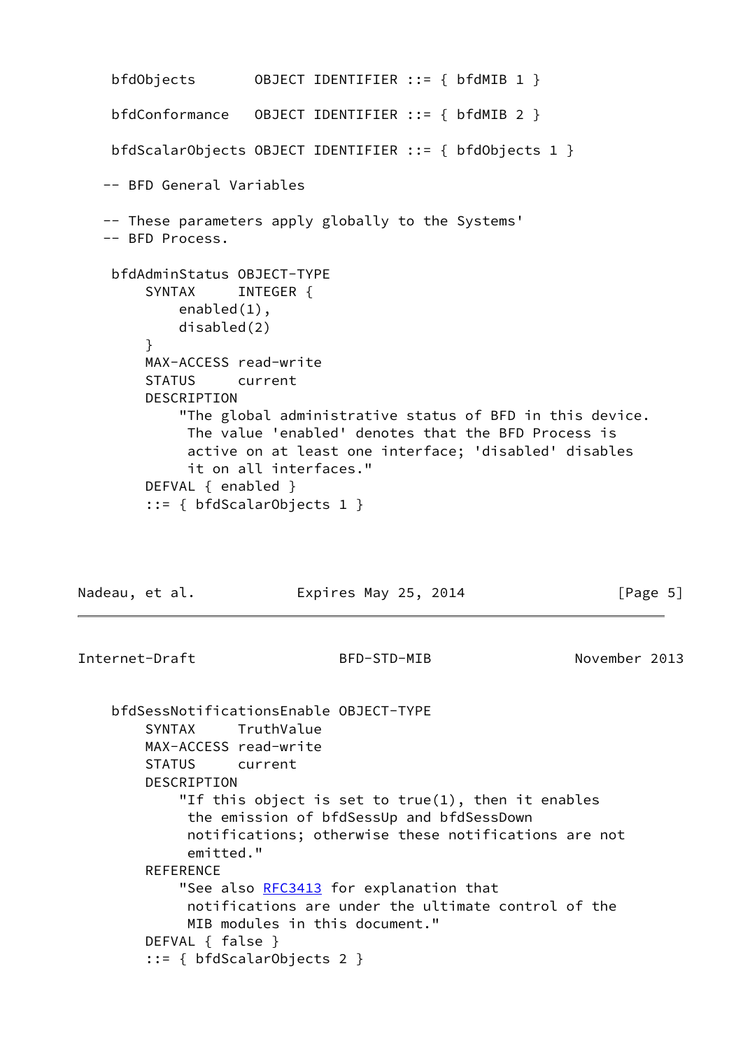```
   bfdObjects       OBJECT IDENTIFIER ::= { bfdMIB 1 }

   bfdConformance   OBJECT IDENTIFIER ::= { bfdMIB 2 }

   bfdScalarObjects OBJECT IDENTIFIER ::= { bfdObjects 1 }

  -- BFD General Variables

  -- These parameters apply globally to the Systems'
  -- BFD Process.

   bfdAdminStatus OBJECT-TYPE
       SYNTAX     INTEGER {
           enabled(1),
           disabled(2)
       }
       MAX-ACCESS read-write
       STATUS     current
       DESCRIPTION
           "The global administrative status of BFD in this device.
            The value 'enabled' denotes that the BFD Process is
            active on at least one interface; 'disabled' disables
            it on all interfaces."
       DEFVAL { enabled }
       ::= { bfdScalarObjects 1 }

   bfdSessNotificationsEnable OBJECT-TYPE
       SYNTAX     TruthValue
       MAX-ACCESS read-write
       STATUS     current
       DESCRIPTION
           "If this object is set to true(1), then it enables
            the emission of bfdSessUp and bfdSessDown
            notifications; otherwise these notifications are not
            emitted."
       REFERENCE
           "See also RFC3413 for explanation that
            notifications are under the ultimate control of the
            MIB modules in this document."
       DEFVAL { false }
       ::= { bfdScalarObjects 2 }
```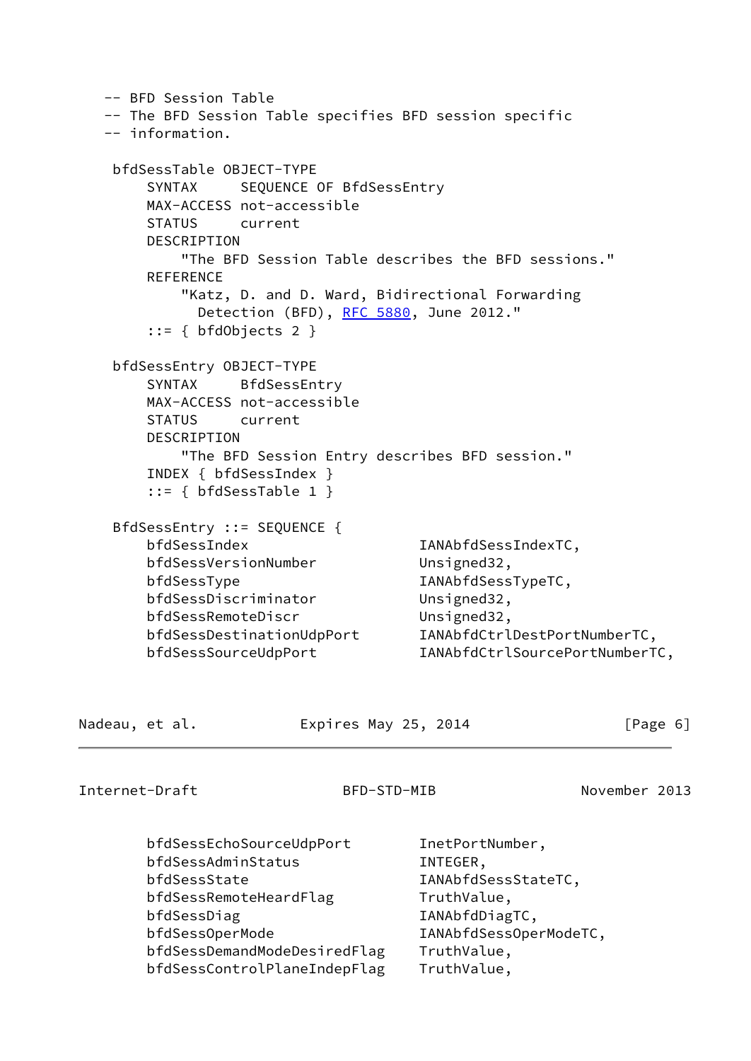```
   -- BFD Session Table
   -- The BFD Session Table specifies BFD session specific
   -- information.

    bfdSessTable OBJECT-TYPE
        SYNTAX     SEQUENCE OF BfdSessEntry
        MAX-ACCESS not-accessible
        STATUS     current
        DESCRIPTION
            "The BFD Session Table describes the BFD sessions."
        REFERENCE
            "Katz, D. and D. Ward, Bidirectional Forwarding
              Detection (BFD), RFC 5880, June 2012."
        ::= { bfdObjects 2 }

    bfdSessEntry OBJECT-TYPE
        SYNTAX     BfdSessEntry
        MAX-ACCESS not-accessible
        STATUS     current
        DESCRIPTION
            "The BFD Session Entry describes BFD session."
        INDEX { bfdSessIndex }
        ::= { bfdSessTable 1 }

    BfdSessEntry ::= SEQUENCE {
        bfdSessIndex                    IANAbfdSessIndexTC,
        bfdSessVersionNumber            Unsigned32,
        bfdSessType                     IANAbfdSessTypeTC,
        bfdSessDiscriminator            Unsigned32,
        bfdSessRemoteDiscr              Unsigned32,
        bfdSessDestinationUdpPort       IANAbfdCtrlDestPortNumberTC,
        bfdSessSourceUdpPort            IANAbfdCtrlSourcePortNumberTC,
        bfdSessEchoSourceUdpPort        InetPortNumber,
        bfdSessAdminStatus              INTEGER,
        bfdSessState                    IANAbfdSessStateTC,
        bfdSessRemoteHeardFlag          TruthValue,
        bfdSessDiag                     IANAbfdDiagTC,
        bfdSessOperMode                 IANAbfdSessOperModeTC,
        bfdSessDemandModeDesiredFlag    TruthValue,
        bfdSessControlPlaneIndepFlag    TruthValue,
```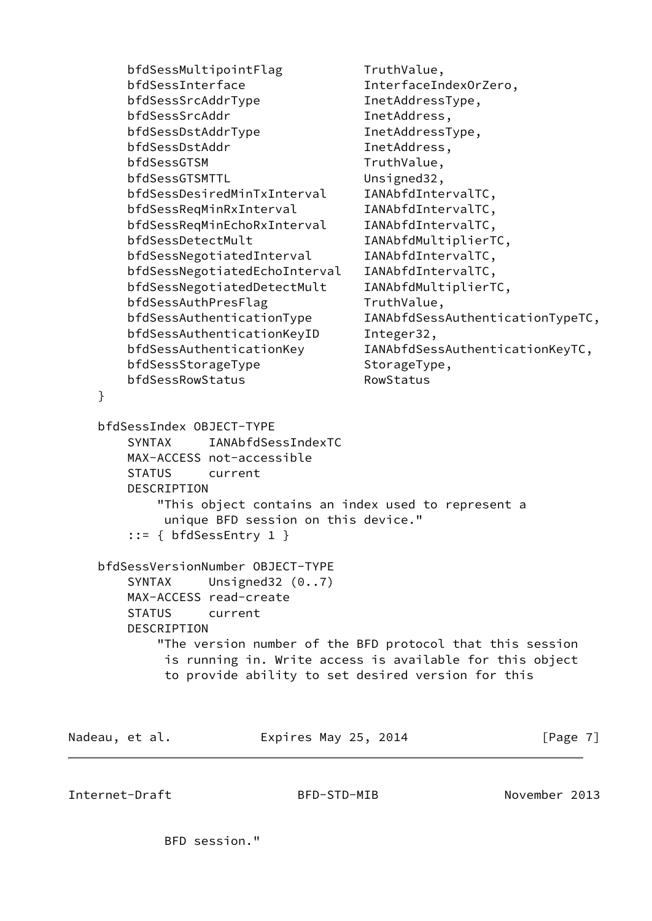```
        bfdSessMultipointFlag           TruthValue,
        bfdSessInterface                InterfaceIndexOrZero,
        bfdSessSrcAddrType              InetAddressType,
        bfdSessSrcAddr                  InetAddress,
        bfdSessDstAddrType              InetAddressType,
        bfdSessDstAddr                  InetAddress,
        bfdSessGTSM                     TruthValue,
        bfdSessGTSMTTL                  Unsigned32,
        bfdSessDesiredMinTxInterval     IANAbfdIntervalTC,
        bfdSessReqMinRxInterval         IANAbfdIntervalTC,
        bfdSessReqMinEchoRxInterval     IANAbfdIntervalTC,
        bfdSessDetectMult               IANAbfdMultiplierTC,
        bfdSessNegotiatedInterval       IANAbfdIntervalTC,
        bfdSessNegotiatedEchoInterval   IANAbfdIntervalTC,
        bfdSessNegotiatedDetectMult     IANAbfdMultiplierTC,
        bfdSessAuthPresFlag             TruthValue,
        bfdSessAuthenticationType       IANAbfdSessAuthenticationTypeTC,
        bfdSessAuthenticationKeyID      Integer32,
        bfdSessAuthenticationKey        IANAbfdSessAuthenticationKeyTC,
        bfdSessStorageType              StorageType,
        bfdSessRowStatus                RowStatus
    }

    bfdSessIndex OBJECT-TYPE
        SYNTAX     IANAbfdSessIndexTC
        MAX-ACCESS not-accessible
        STATUS     current
        DESCRIPTION
            "This object contains an index used to represent a
             unique BFD session on this device."
        ::= { bfdSessEntry 1 }

    bfdSessVersionNumber OBJECT-TYPE
        SYNTAX     Unsigned32 (0..7)
        MAX-ACCESS read-create
        STATUS     current
        DESCRIPTION
            "The version number of the BFD protocol that this session
             is running in. Write access is available for this object
             to provide ability to set desired version for this
             BFD session."
```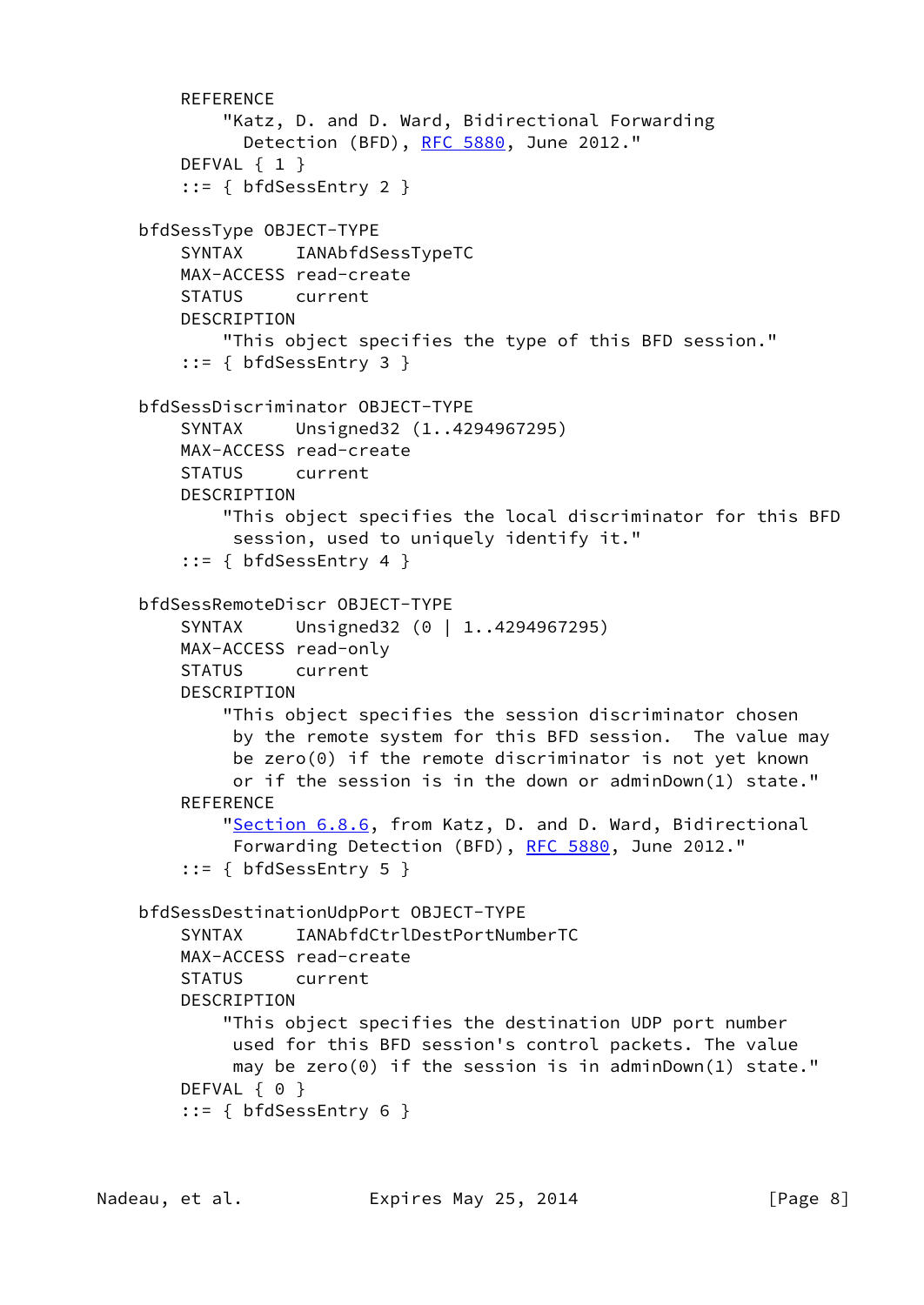```
        REFERENCE
            "Katz, D. and D. Ward, Bidirectional Forwarding
              Detection (BFD), RFC 5880, June 2012."
        DEFVAL { 1 }
        ::= { bfdSessEntry 2 }

    bfdSessType OBJECT-TYPE
        SYNTAX      IANAbfdSessTypeTC
        MAX-ACCESS read-create
        STATUS      current
        DESCRIPTION
            "This object specifies the type of this BFD session."
        ::= { bfdSessEntry 3 }

    bfdSessDiscriminator OBJECT-TYPE
        SYNTAX      Unsigned32 (1..4294967295)
        MAX-ACCESS read-create
        STATUS      current
        DESCRIPTION
            "This object specifies the local discriminator for this BFD
             session, used to uniquely identify it."
        ::= { bfdSessEntry 4 }

    bfdSessRemoteDiscr OBJECT-TYPE
        SYNTAX      Unsigned32 (0 | 1..4294967295)
        MAX-ACCESS read-only
        STATUS      current
        DESCRIPTION
            "This object specifies the session discriminator chosen
             by the remote system for this BFD session.  The value may
             be zero(0) if the remote discriminator is not yet known
             or if the session is in the down or adminDown(1) state."
        REFERENCE
            "Section 6.8.6, from Katz, D. and D. Ward, Bidirectional
             Forwarding Detection (BFD), RFC 5880, June 2012."
        ::= { bfdSessEntry 5 }

    bfdSessDestinationUdpPort OBJECT-TYPE
        SYNTAX      IANAbfdCtrlDestPortNumberTC
        MAX-ACCESS read-create
        STATUS      current
        DESCRIPTION
            "This object specifies the destination UDP port number
             used for this BFD session's control packets. The value
             may be zero(0) if the session is in adminDown(1) state."
        DEFVAL { 0 }
        ::= { bfdSessEntry 6 }
```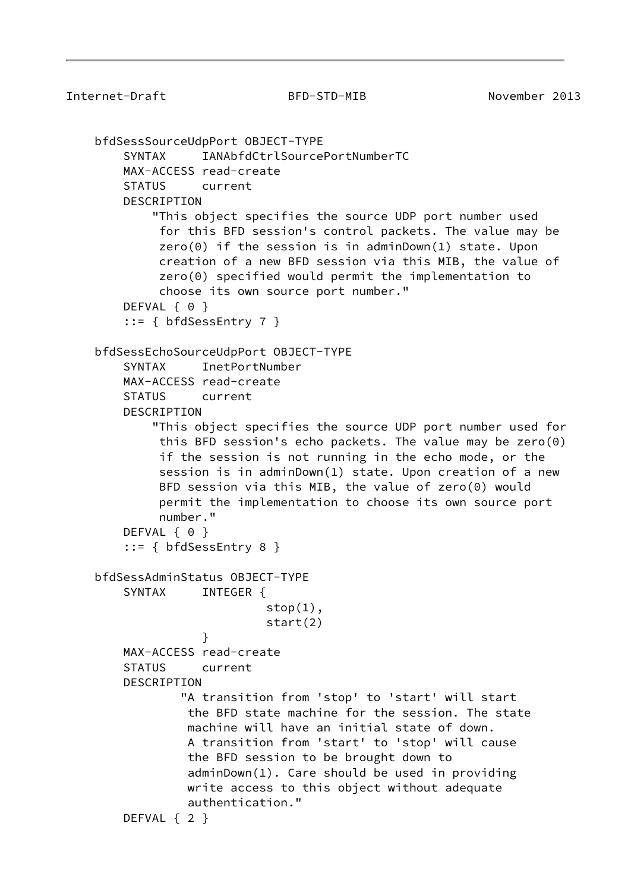```
    bfdSessSourceUdpPort OBJECT-TYPE
        SYNTAX     IANAbfdCtrlSourcePortNumberTC
        MAX-ACCESS read-create
        STATUS     current
        DESCRIPTION
            "This object specifies the source UDP port number used
             for this BFD session's control packets. The value may be
             zero(0) if the session is in adminDown(1) state. Upon
             creation of a new BFD session via this MIB, the value of
             zero(0) specified would permit the implementation to
             choose its own source port number."
        DEFVAL { 0 }
        ::= { bfdSessEntry 7 }

    bfdSessEchoSourceUdpPort OBJECT-TYPE
        SYNTAX     InetPortNumber
        MAX-ACCESS read-create
        STATUS     current
        DESCRIPTION
            "This object specifies the source UDP port number used for
             this BFD session's echo packets. The value may be zero(0)
             if the session is not running in the echo mode, or the
             session is in adminDown(1) state. Upon creation of a new
             BFD session via this MIB, the value of zero(0) would
             permit the implementation to choose its own source port
             number."
        DEFVAL { 0 }
        ::= { bfdSessEntry 8 }

    bfdSessAdminStatus OBJECT-TYPE
        SYNTAX     INTEGER {
                           stop(1),
                           start(2)
                   }
        MAX-ACCESS read-create
        STATUS     current
        DESCRIPTION
                "A transition from 'stop' to 'start' will start
                 the BFD state machine for the session. The state
                 machine will have an initial state of down.
                 A transition from 'start' to 'stop' will cause
                 the BFD session to be brought down to
                 adminDown(1). Care should be used in providing
                 write access to this object without adequate
                 authentication."
        DEFVAL { 2 }
```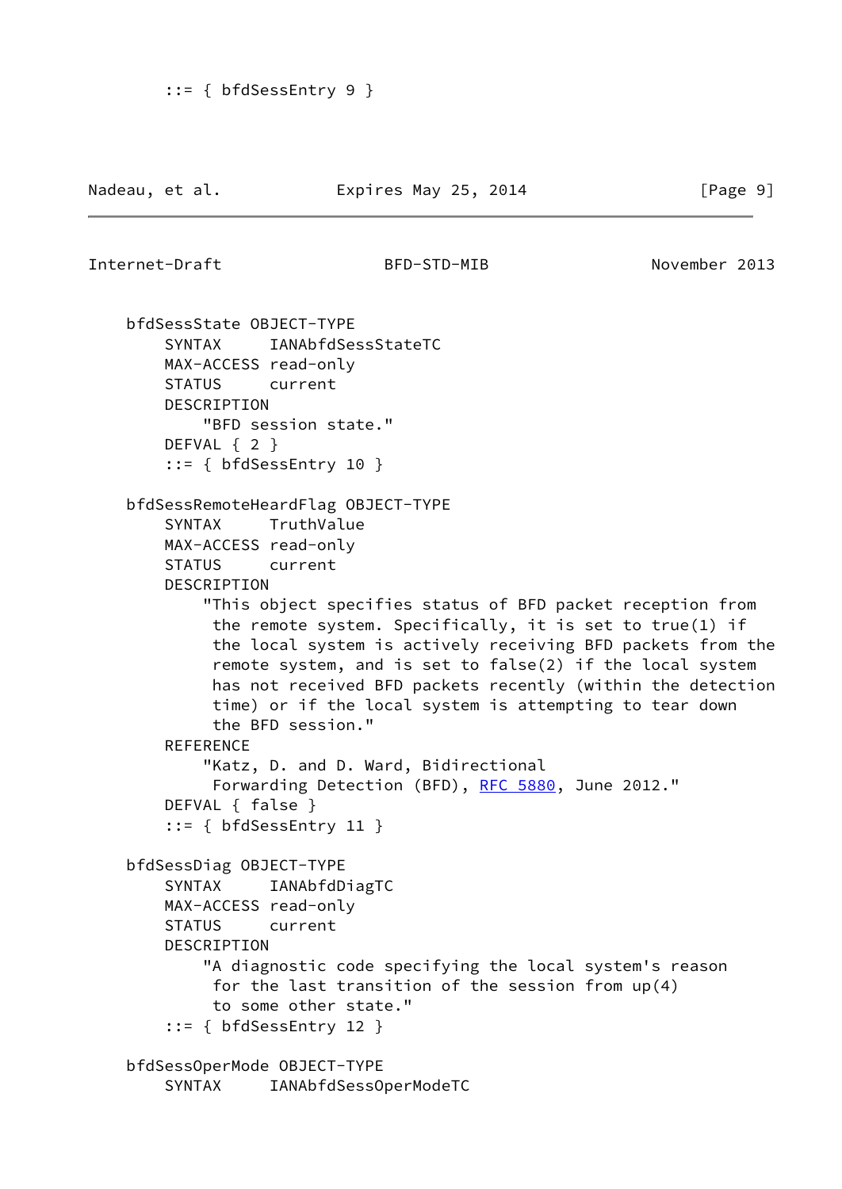```
        ::= { bfdSessEntry 9 }
```

```
    bfdSessState OBJECT-TYPE
        SYNTAX      IANAbfdSessStateTC
        MAX-ACCESS read-only
        STATUS      current
        DESCRIPTION
            "BFD session state."
        DEFVAL { 2 }
        ::= { bfdSessEntry 10 }

    bfdSessRemoteHeardFlag OBJECT-TYPE
        SYNTAX      TruthValue
        MAX-ACCESS read-only
        STATUS      current
        DESCRIPTION
            "This object specifies status of BFD packet reception from
             the remote system. Specifically, it is set to true(1) if
             the local system is actively receiving BFD packets from the
             remote system, and is set to false(2) if the local system
             has not received BFD packets recently (within the detection
             time) or if the local system is attempting to tear down
             the BFD session."
        REFERENCE
            "Katz, D. and D. Ward, Bidirectional
             Forwarding Detection (BFD), RFC 5880, June 2012."
        DEFVAL { false }
        ::= { bfdSessEntry 11 }

    bfdSessDiag OBJECT-TYPE
        SYNTAX      IANAbfdDiagTC
        MAX-ACCESS read-only
        STATUS      current
        DESCRIPTION
            "A diagnostic code specifying the local system's reason
             for the last transition of the session from up(4)
             to some other state."
        ::= { bfdSessEntry 12 }

    bfdSessOperMode OBJECT-TYPE
        SYNTAX      IANAbfdSessOperModeTC
```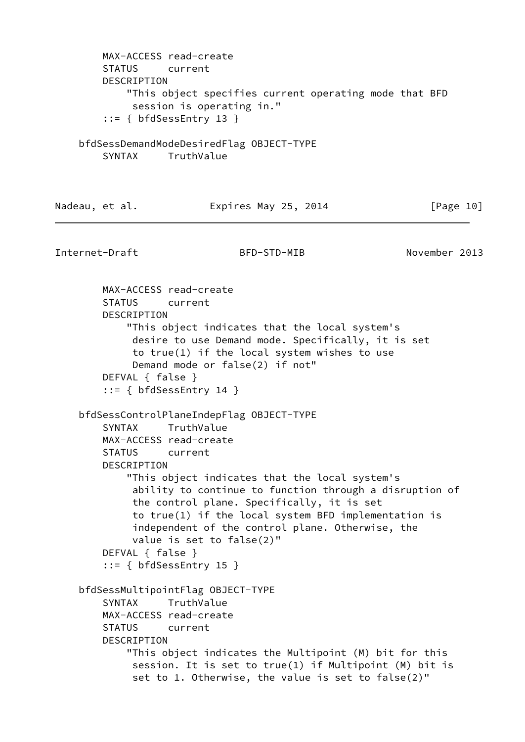```
        MAX-ACCESS read-create
        STATUS     current
        DESCRIPTION
            "This object specifies current operating mode that BFD
             session is operating in."
        ::= { bfdSessEntry 13 }

    bfdSessDemandModeDesiredFlag OBJECT-TYPE
        SYNTAX     TruthValue
        MAX-ACCESS read-create
        STATUS     current
        DESCRIPTION
            "This object indicates that the local system's
             desire to use Demand mode. Specifically, it is set
             to true(1) if the local system wishes to use
             Demand mode or false(2) if not"
        DEFVAL { false }
        ::= { bfdSessEntry 14 }

    bfdSessControlPlaneIndepFlag OBJECT-TYPE
        SYNTAX     TruthValue
        MAX-ACCESS read-create
        STATUS     current
        DESCRIPTION
            "This object indicates that the local system's
             ability to continue to function through a disruption of
             the control plane. Specifically, it is set
             to true(1) if the local system BFD implementation is
             independent of the control plane. Otherwise, the
             value is set to false(2)"
        DEFVAL { false }
        ::= { bfdSessEntry 15 }

    bfdSessMultipointFlag OBJECT-TYPE
        SYNTAX     TruthValue
        MAX-ACCESS read-create
        STATUS     current
        DESCRIPTION
            "This object indicates the Multipoint (M) bit for this
             session. It is set to true(1) if Multipoint (M) bit is
             set to 1. Otherwise, the value is set to false(2)"
```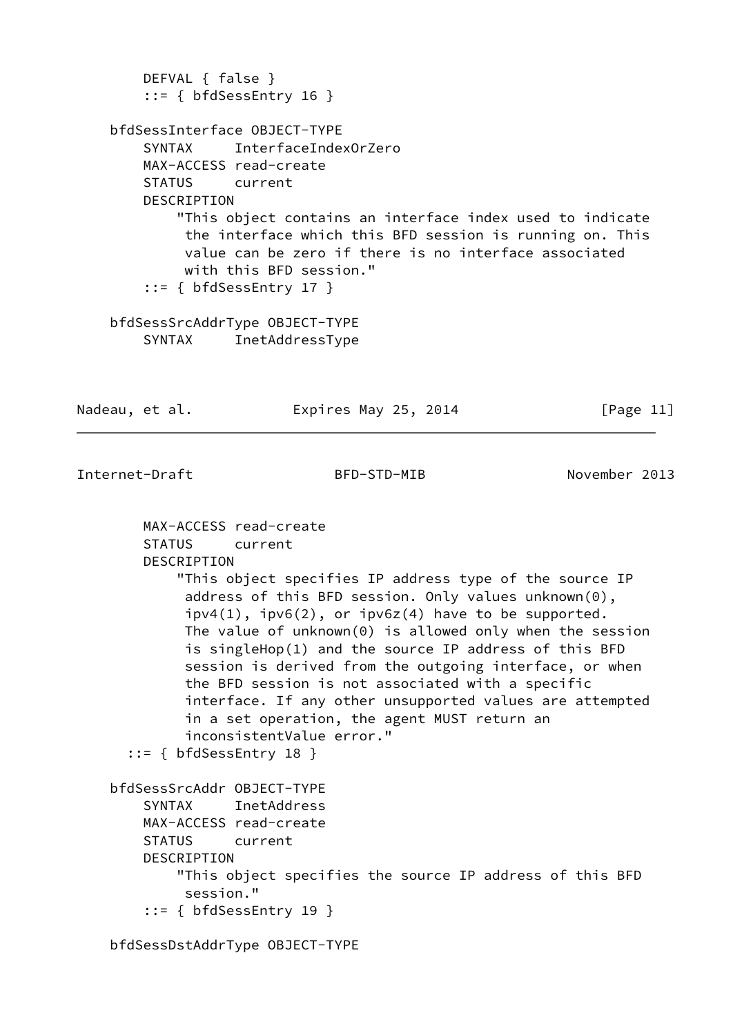```
        DEFVAL { false }
        ::= { bfdSessEntry 16 }

    bfdSessInterface OBJECT-TYPE
        SYNTAX     InterfaceIndexOrZero
        MAX-ACCESS read-create
        STATUS     current
        DESCRIPTION
            "This object contains an interface index used to indicate
             the interface which this BFD session is running on. This
             value can be zero if there is no interface associated
             with this BFD session."
        ::= { bfdSessEntry 17 }

    bfdSessSrcAddrType OBJECT-TYPE
        SYNTAX     InetAddressType
        MAX-ACCESS read-create
        STATUS     current
        DESCRIPTION
            "This object specifies IP address type of the source IP
             address of this BFD session. Only values unknown(0),
             ipv4(1), ipv6(2), or ipv6z(4) have to be supported.
             The value of unknown(0) is allowed only when the session
             is singleHop(1) and the source IP address of this BFD
             session is derived from the outgoing interface, or when
             the BFD session is not associated with a specific
             interface. If any other unsupported values are attempted
             in a set operation, the agent MUST return an
             inconsistentValue error."
      ::= { bfdSessEntry 18 }

    bfdSessSrcAddr OBJECT-TYPE
        SYNTAX     InetAddress
        MAX-ACCESS read-create
        STATUS     current
        DESCRIPTION
            "This object specifies the source IP address of this BFD
             session."
        ::= { bfdSessEntry 19 }

    bfdSessDstAddrType OBJECT-TYPE
```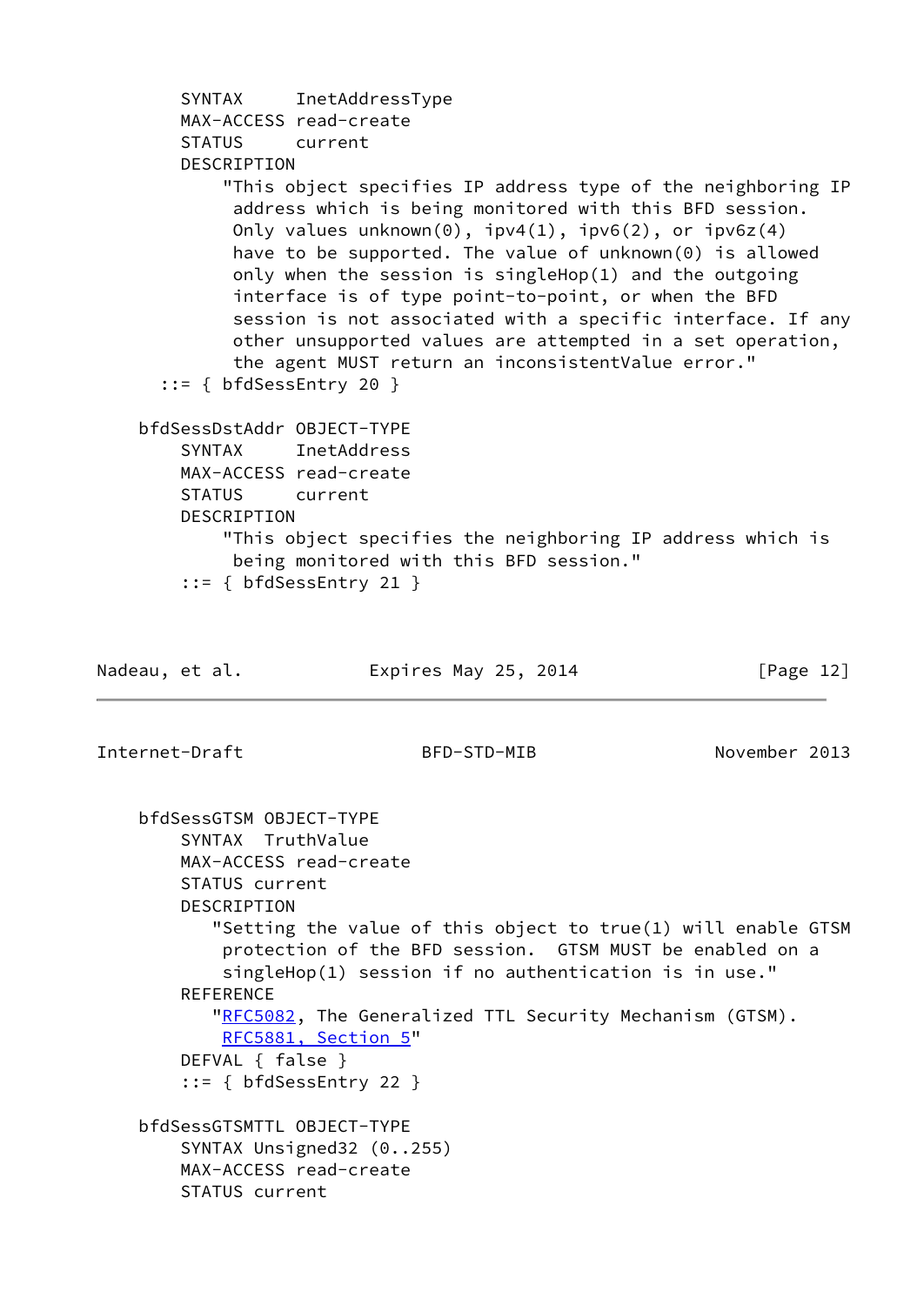```
        SYNTAX     InetAddressType
        MAX-ACCESS read-create
        STATUS     current
        DESCRIPTION
            "This object specifies IP address type of the neighboring IP
             address which is being monitored with this BFD session.
             Only values unknown(0), ipv4(1), ipv6(2), or ipv6z(4)
             have to be supported. The value of unknown(0) is allowed
             only when the session is singleHop(1) and the outgoing
             interface is of type point-to-point, or when the BFD
             session is not associated with a specific interface. If any
             other unsupported values are attempted in a set operation,
             the agent MUST return an inconsistentValue error."
      ::= { bfdSessEntry 20 }

    bfdSessDstAddr OBJECT-TYPE
        SYNTAX     InetAddress
        MAX-ACCESS read-create
        STATUS     current
        DESCRIPTION
            "This object specifies the neighboring IP address which is
             being monitored with this BFD session."
        ::= { bfdSessEntry 21 }
```

```
    bfdSessGTSM OBJECT-TYPE
        SYNTAX  TruthValue
        MAX-ACCESS read-create
        STATUS current
        DESCRIPTION
           "Setting the value of this object to true(1) will enable GTSM
            protection of the BFD session.  GTSM MUST be enabled on a
            singleHop(1) session if no authentication is in use."
        REFERENCE
           "RFC5082, The Generalized TTL Security Mechanism (GTSM).
            RFC5881, Section 5"
        DEFVAL { false }
        ::= { bfdSessEntry 22 }

    bfdSessGTSMTTL OBJECT-TYPE
        SYNTAX Unsigned32 (0..255)
        MAX-ACCESS read-create
        STATUS current
```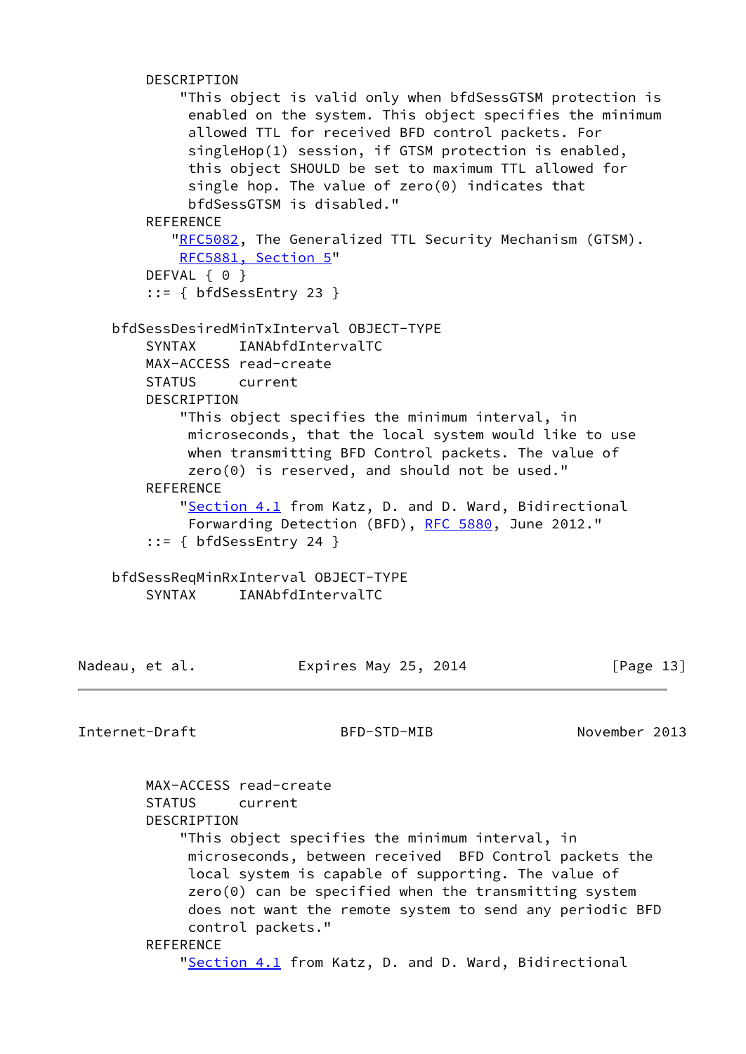```
        DESCRIPTION
            "This object is valid only when bfdSessGTSM protection is
             enabled on the system. This object specifies the minimum
             allowed TTL for received BFD control packets. For
             singleHop(1) session, if GTSM protection is enabled,
             this object SHOULD be set to maximum TTL allowed for
             single hop. The value of zero(0) indicates that
             bfdSessGTSM is disabled."
        REFERENCE
           "RFC5082, The Generalized TTL Security Mechanism (GTSM).
            RFC5881, Section 5"
        DEFVAL { 0 }
        ::= { bfdSessEntry 23 }

    bfdSessDesiredMinTxInterval OBJECT-TYPE
        SYNTAX     IANAbfdIntervalTC
        MAX-ACCESS read-create
        STATUS     current
        DESCRIPTION
            "This object specifies the minimum interval, in
             microseconds, that the local system would like to use
             when transmitting BFD Control packets. The value of
             zero(0) is reserved, and should not be used."
        REFERENCE
            "Section 4.1 from Katz, D. and D. Ward, Bidirectional
             Forwarding Detection (BFD), RFC 5880, June 2012."
        ::= { bfdSessEntry 24 }

    bfdSessReqMinRxInterval OBJECT-TYPE
        SYNTAX     IANAbfdIntervalTC
        MAX-ACCESS read-create
        STATUS     current
        DESCRIPTION
            "This object specifies the minimum interval, in
             microseconds, between received  BFD Control packets the
             local system is capable of supporting. The value of
             zero(0) can be specified when the transmitting system
             does not want the remote system to send any periodic BFD
             control packets."
        REFERENCE
            "Section 4.1 from Katz, D. and D. Ward, Bidirectional
```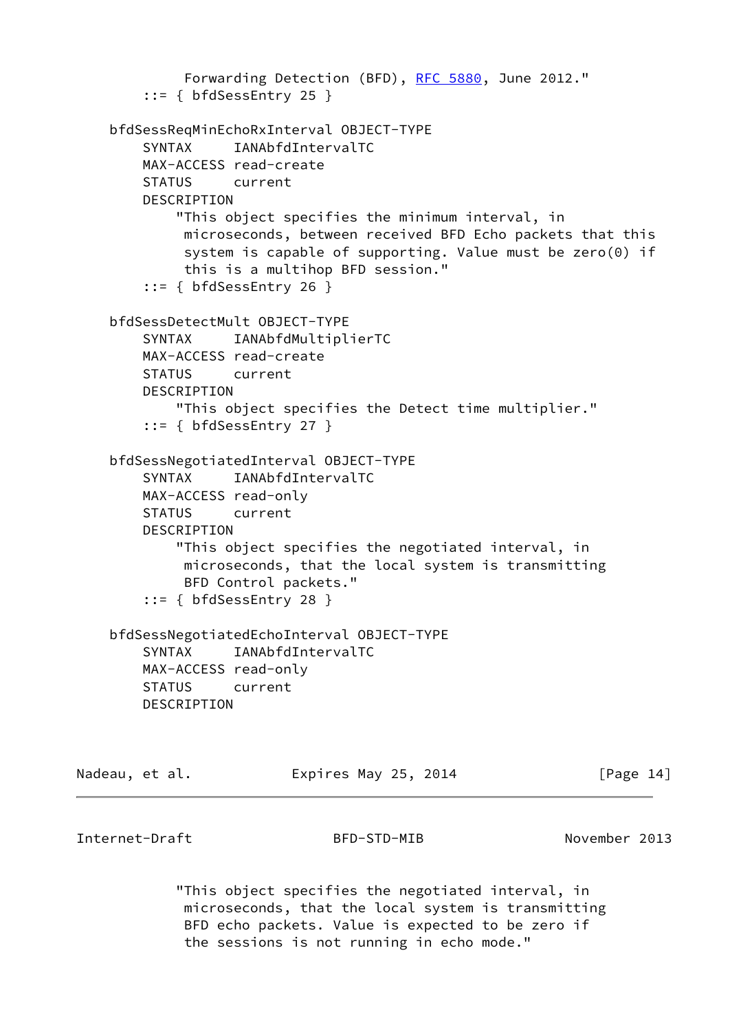```
            Forwarding Detection (BFD), RFC 5880, June 2012."
        ::= { bfdSessEntry 25 }

    bfdSessReqMinEchoRxInterval OBJECT-TYPE
        SYNTAX      IANAbfdIntervalTC
        MAX-ACCESS read-create
        STATUS      current
        DESCRIPTION
            "This object specifies the minimum interval, in
             microseconds, between received BFD Echo packets that this
             system is capable of supporting. Value must be zero(0) if
             this is a multihop BFD session."
        ::= { bfdSessEntry 26 }

    bfdSessDetectMult OBJECT-TYPE
        SYNTAX      IANAbfdMultiplierTC
        MAX-ACCESS read-create
        STATUS      current
        DESCRIPTION
            "This object specifies the Detect time multiplier."
        ::= { bfdSessEntry 27 }

    bfdSessNegotiatedInterval OBJECT-TYPE
        SYNTAX      IANAbfdIntervalTC
        MAX-ACCESS read-only
        STATUS      current
        DESCRIPTION
            "This object specifies the negotiated interval, in
             microseconds, that the local system is transmitting
             BFD Control packets."
        ::= { bfdSessEntry 28 }

    bfdSessNegotiatedEchoInterval OBJECT-TYPE
        SYNTAX      IANAbfdIntervalTC
        MAX-ACCESS read-only
        STATUS      current
        DESCRIPTION
            "This object specifies the negotiated interval, in
             microseconds, that the local system is transmitting
             BFD echo packets. Value is expected to be zero if
             the sessions is not running in echo mode."
```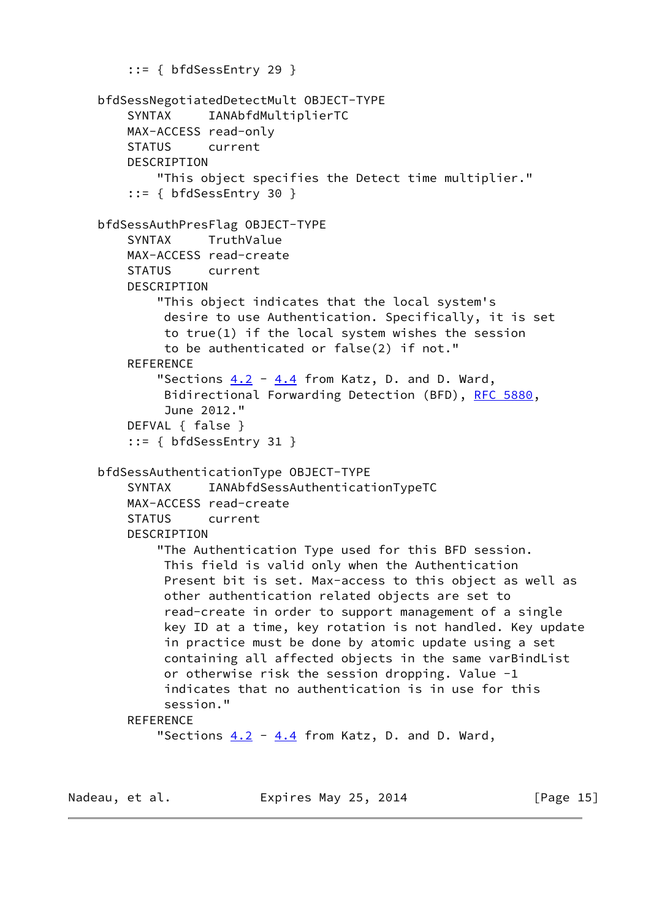```
        ::= { bfdSessEntry 29 }

    bfdSessNegotiatedDetectMult OBJECT-TYPE
        SYNTAX     IANAbfdMultiplierTC
        MAX-ACCESS read-only
        STATUS     current
        DESCRIPTION
            "This object specifies the Detect time multiplier."
        ::= { bfdSessEntry 30 }

    bfdSessAuthPresFlag OBJECT-TYPE
        SYNTAX     TruthValue
        MAX-ACCESS read-create
        STATUS     current
        DESCRIPTION
            "This object indicates that the local system's
             desire to use Authentication. Specifically, it is set
             to true(1) if the local system wishes the session
             to be authenticated or false(2) if not."
        REFERENCE
            "Sections 4.2 - 4.4 from Katz, D. and D. Ward,
             Bidirectional Forwarding Detection (BFD), RFC 5880,
             June 2012."
        DEFVAL { false }
        ::= { bfdSessEntry 31 }

    bfdSessAuthenticationType OBJECT-TYPE
        SYNTAX     IANAbfdSessAuthenticationTypeTC
        MAX-ACCESS read-create
        STATUS     current
        DESCRIPTION
            "The Authentication Type used for this BFD session.
             This field is valid only when the Authentication
             Present bit is set. Max-access to this object as well as
             other authentication related objects are set to
             read-create in order to support management of a single
             key ID at a time, key rotation is not handled. Key update
             in practice must be done by atomic update using a set
             containing all affected objects in the same varBindList
             or otherwise risk the session dropping. Value -1
             indicates that no authentication is in use for this
             session."
        REFERENCE
            "Sections 4.2 - 4.4 from Katz, D. and D. Ward,
```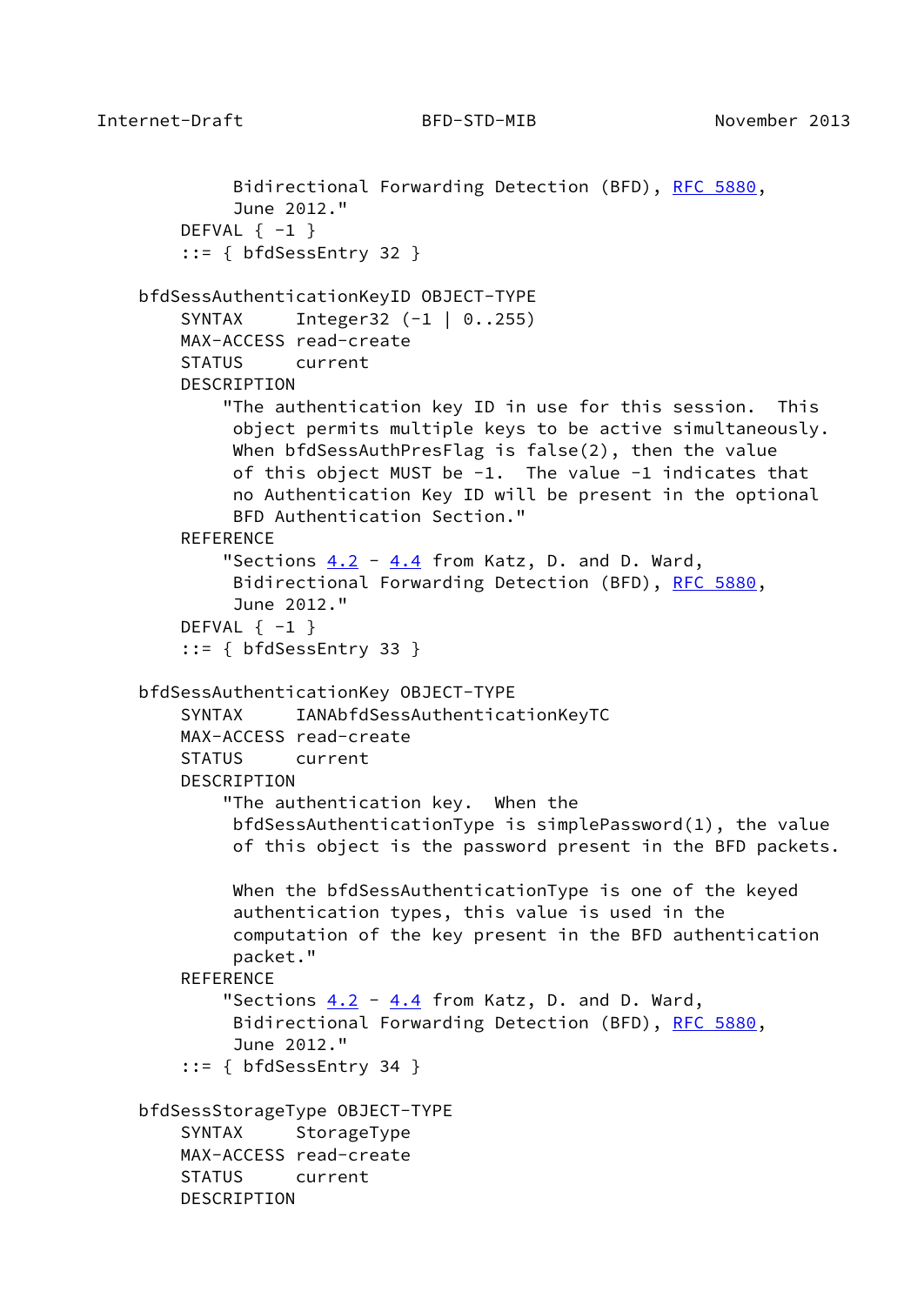```
             Bidirectional Forwarding Detection (BFD), RFC 5880,
             June 2012."
        DEFVAL { -1 }
        ::= { bfdSessEntry 32 }

    bfdSessAuthenticationKeyID OBJECT-TYPE
        SYNTAX     Integer32 (-1 | 0..255)
        MAX-ACCESS read-create
        STATUS     current
        DESCRIPTION
            "The authentication key ID in use for this session.  This
             object permits multiple keys to be active simultaneously.
             When bfdSessAuthPresFlag is false(2), then the value
             of this object MUST be -1.  The value -1 indicates that
             no Authentication Key ID will be present in the optional
             BFD Authentication Section."
        REFERENCE
            "Sections 4.2 - 4.4 from Katz, D. and D. Ward,
             Bidirectional Forwarding Detection (BFD), RFC 5880,
             June 2012."
        DEFVAL { -1 }
        ::= { bfdSessEntry 33 }

    bfdSessAuthenticationKey OBJECT-TYPE
        SYNTAX     IANAbfdSessAuthenticationKeyTC
        MAX-ACCESS read-create
        STATUS     current
        DESCRIPTION
            "The authentication key.  When the
             bfdSessAuthenticationType is simplePassword(1), the value
             of this object is the password present in the BFD packets.

             When the bfdSessAuthenticationType is one of the keyed
             authentication types, this value is used in the
             computation of the key present in the BFD authentication
             packet."
        REFERENCE
            "Sections 4.2 - 4.4 from Katz, D. and D. Ward,
             Bidirectional Forwarding Detection (BFD), RFC 5880,
             June 2012."
        ::= { bfdSessEntry 34 }

    bfdSessStorageType OBJECT-TYPE
        SYNTAX     StorageType
        MAX-ACCESS read-create
        STATUS     current
        DESCRIPTION
```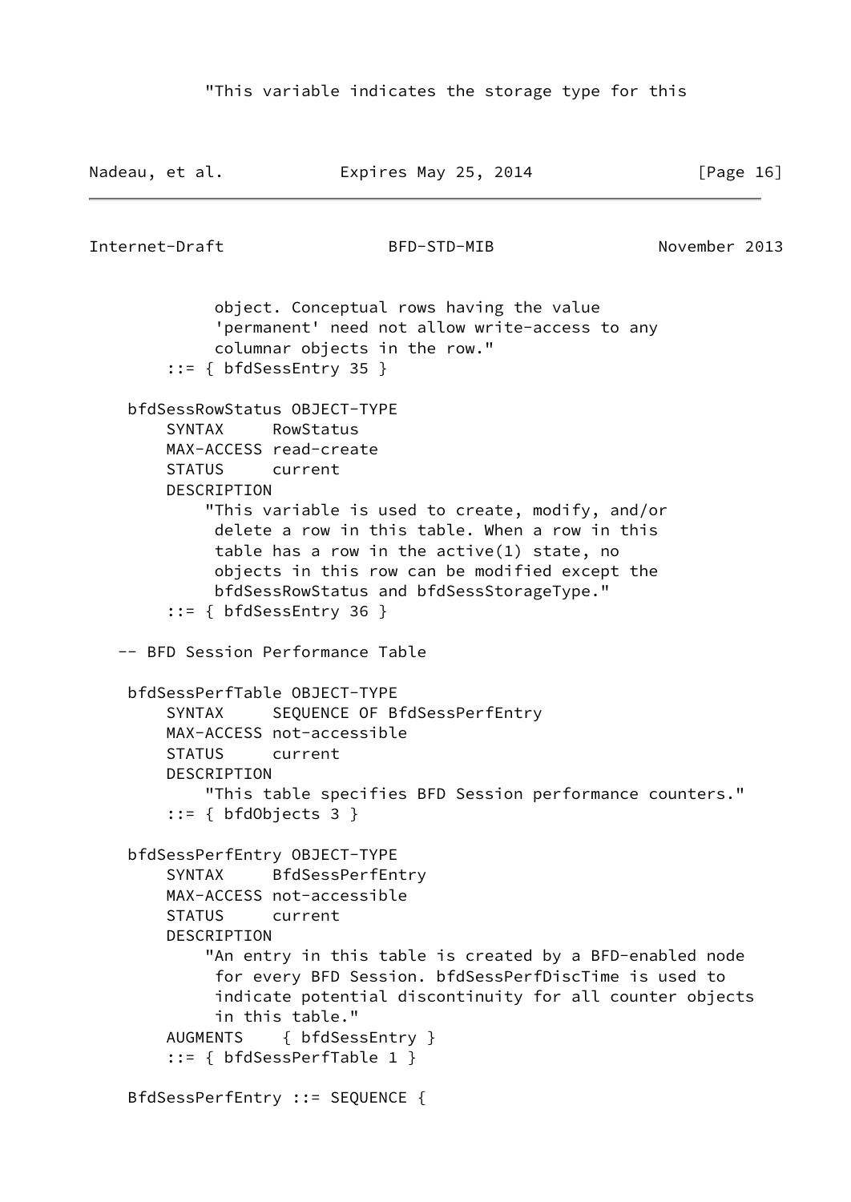```
            "This variable indicates the storage type for this
             object. Conceptual rows having the value
             'permanent' need not allow write-access to any
             columnar objects in the row."
        ::= { bfdSessEntry 35 }

    bfdSessRowStatus OBJECT-TYPE
        SYNTAX     RowStatus
        MAX-ACCESS read-create
        STATUS     current
        DESCRIPTION
            "This variable is used to create, modify, and/or
             delete a row in this table. When a row in this
             table has a row in the active(1) state, no
             objects in this row can be modified except the
             bfdSessRowStatus and bfdSessStorageType."
        ::= { bfdSessEntry 36 }

   -- BFD Session Performance Table

    bfdSessPerfTable OBJECT-TYPE
        SYNTAX     SEQUENCE OF BfdSessPerfEntry
        MAX-ACCESS not-accessible
        STATUS     current
        DESCRIPTION
            "This table specifies BFD Session performance counters."
        ::= { bfdObjects 3 }

    bfdSessPerfEntry OBJECT-TYPE
        SYNTAX     BfdSessPerfEntry
        MAX-ACCESS not-accessible
        STATUS     current
        DESCRIPTION
            "An entry in this table is created by a BFD-enabled node
             for every BFD Session. bfdSessPerfDiscTime is used to
             indicate potential discontinuity for all counter objects
             in this table."
        AUGMENTS    { bfdSessEntry }
        ::= { bfdSessPerfTable 1 }

    BfdSessPerfEntry ::= SEQUENCE {
```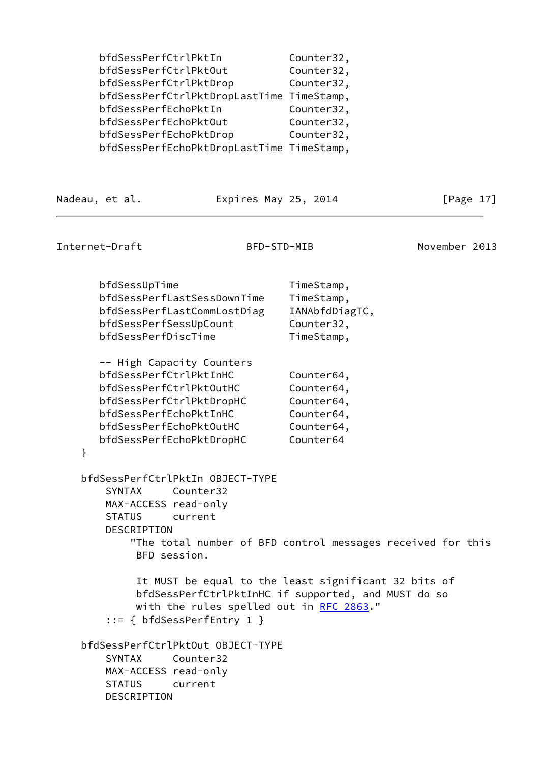```
      bfdSessPerfCtrlPktIn           Counter32,
      bfdSessPerfCtrlPktOut          Counter32,
      bfdSessPerfCtrlPktDrop         Counter32,
      bfdSessPerfCtrlPktDropLastTime TimeStamp,
      bfdSessPerfEchoPktIn           Counter32,
      bfdSessPerfEchoPktOut          Counter32,
      bfdSessPerfEchoPktDrop         Counter32,
      bfdSessPerfEchoPktDropLastTime TimeStamp,
```

```
      bfdSessUpTime                  TimeStamp,
      bfdSessPerfLastSessDownTime    TimeStamp,
      bfdSessPerfLastCommLostDiag    IANAbfdDiagTC,
      bfdSessPerfSessUpCount         Counter32,
      bfdSessPerfDiscTime            TimeStamp,

      -- High Capacity Counters
      bfdSessPerfCtrlPktInHC         Counter64,
      bfdSessPerfCtrlPktOutHC        Counter64,
      bfdSessPerfCtrlPktDropHC       Counter64,
      bfdSessPerfEchoPktInHC         Counter64,
      bfdSessPerfEchoPktOutHC        Counter64,
      bfdSessPerfEchoPktDropHC       Counter64
   }

   bfdSessPerfCtrlPktIn OBJECT-TYPE
       SYNTAX     Counter32
       MAX-ACCESS read-only
       STATUS     current
       DESCRIPTION
           "The total number of BFD control messages received for this
            BFD session.

            It MUST be equal to the least significant 32 bits of
            bfdSessPerfCtrlPktInHC if supported, and MUST do so
            with the rules spelled out in RFC 2863."
       ::= { bfdSessPerfEntry 1 }

   bfdSessPerfCtrlPktOut OBJECT-TYPE
       SYNTAX     Counter32
       MAX-ACCESS read-only
       STATUS     current
       DESCRIPTION
```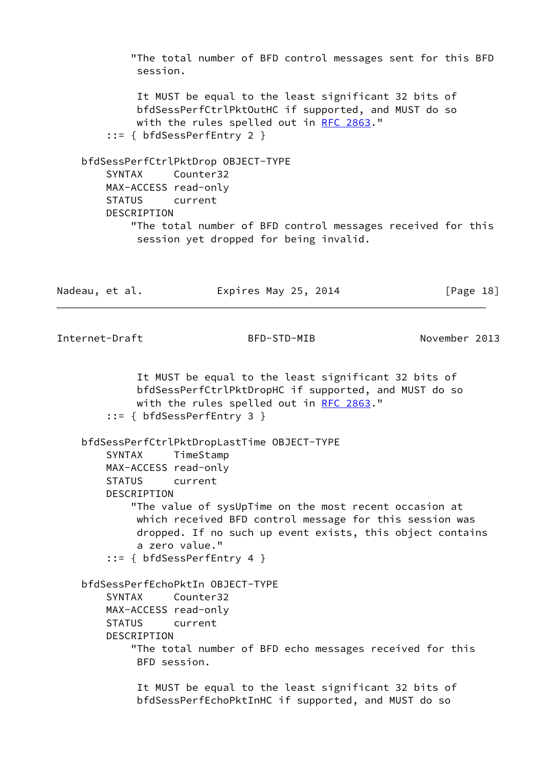```
           "The total number of BFD control messages sent for this BFD
            session.

            It MUST be equal to the least significant 32 bits of
            bfdSessPerfCtrlPktOutHC if supported, and MUST do so
            with the rules spelled out in RFC 2863."
       ::= { bfdSessPerfEntry 2 }

   bfdSessPerfCtrlPktDrop OBJECT-TYPE
       SYNTAX     Counter32
       MAX-ACCESS read-only
       STATUS     current
       DESCRIPTION
           "The total number of BFD control messages received for this
            session yet dropped for being invalid.

            It MUST be equal to the least significant 32 bits of
            bfdSessPerfCtrlPktDropHC if supported, and MUST do so
            with the rules spelled out in RFC 2863."
       ::= { bfdSessPerfEntry 3 }

   bfdSessPerfCtrlPktDropLastTime OBJECT-TYPE
       SYNTAX     TimeStamp
       MAX-ACCESS read-only
       STATUS     current
       DESCRIPTION
           "The value of sysUpTime on the most recent occasion at
            which received BFD control message for this session was
            dropped. If no such up event exists, this object contains
            a zero value."
       ::= { bfdSessPerfEntry 4 }

   bfdSessPerfEchoPktIn OBJECT-TYPE
       SYNTAX     Counter32
       MAX-ACCESS read-only
       STATUS     current
       DESCRIPTION
           "The total number of BFD echo messages received for this
            BFD session.

            It MUST be equal to the least significant 32 bits of
            bfdSessPerfEchoPktInHC if supported, and MUST do so
```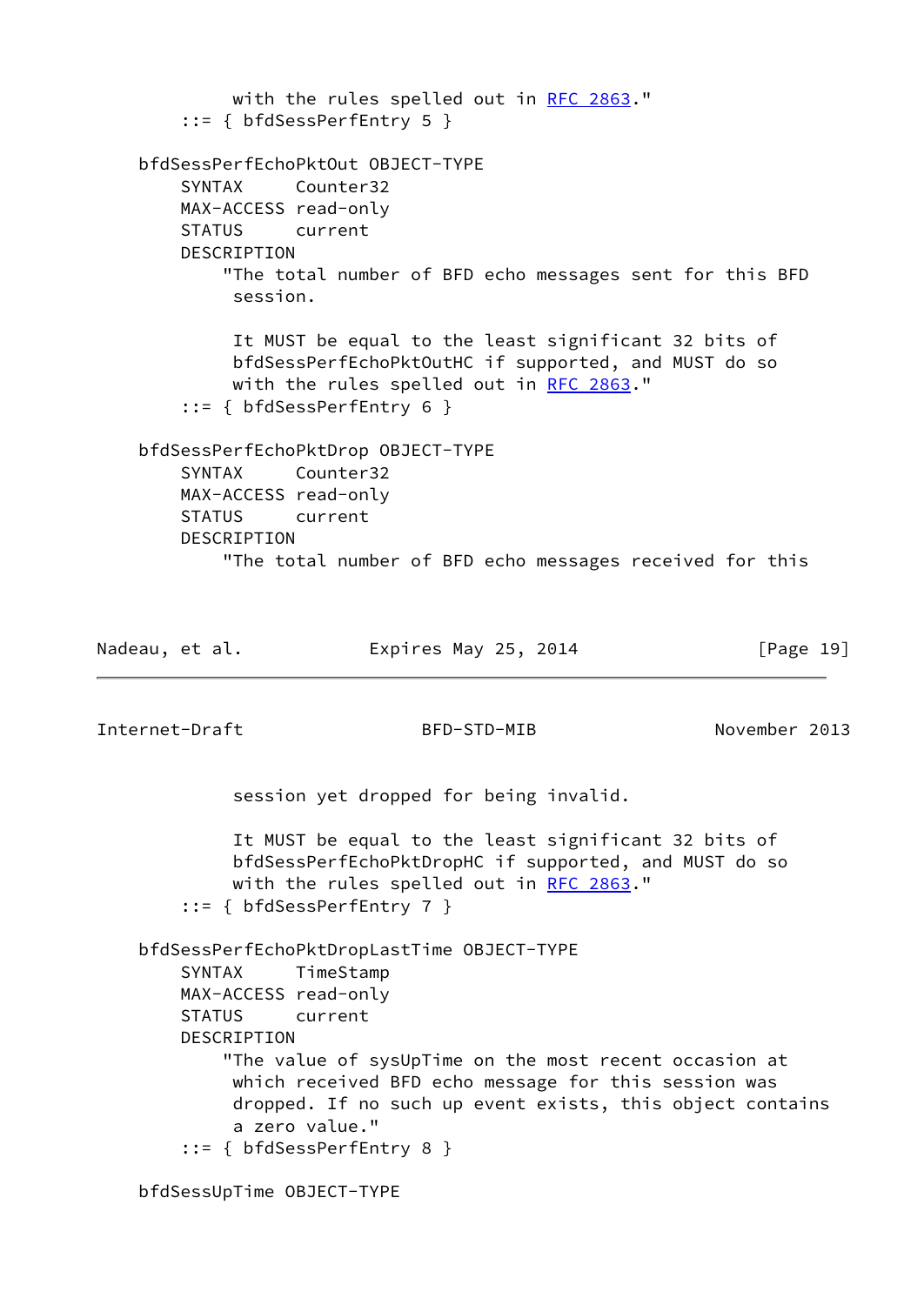```
           with the rules spelled out in RFC 2863."
       ::= { bfdSessPerfEntry 5 }

    bfdSessPerfEchoPktOut OBJECT-TYPE
        SYNTAX     Counter32
        MAX-ACCESS read-only
        STATUS     current
        DESCRIPTION
            "The total number of BFD echo messages sent for this BFD
             session.

             It MUST be equal to the least significant 32 bits of
             bfdSessPerfEchoPktOutHC if supported, and MUST do so
             with the rules spelled out in RFC 2863."
        ::= { bfdSessPerfEntry 6 }

    bfdSessPerfEchoPktDrop OBJECT-TYPE
        SYNTAX     Counter32
        MAX-ACCESS read-only
        STATUS     current
        DESCRIPTION
            "The total number of BFD echo messages received for this
             session yet dropped for being invalid.

             It MUST be equal to the least significant 32 bits of
             bfdSessPerfEchoPktDropHC if supported, and MUST do so
             with the rules spelled out in RFC 2863."
        ::= { bfdSessPerfEntry 7 }

    bfdSessPerfEchoPktDropLastTime OBJECT-TYPE
        SYNTAX     TimeStamp
        MAX-ACCESS read-only
        STATUS     current
        DESCRIPTION
            "The value of sysUpTime on the most recent occasion at
             which received BFD echo message for this session was
             dropped. If no such up event exists, this object contains
             a zero value."
        ::= { bfdSessPerfEntry 8 }

    bfdSessUpTime OBJECT-TYPE
```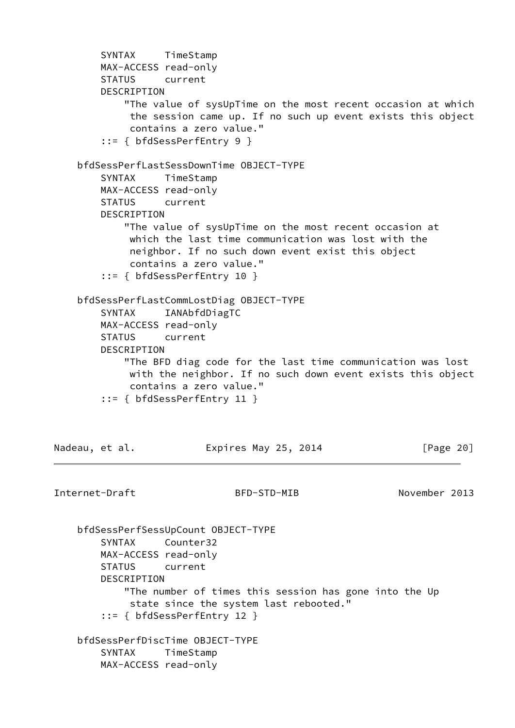```
        SYNTAX     TimeStamp
        MAX-ACCESS read-only
        STATUS     current
        DESCRIPTION
            "The value of sysUpTime on the most recent occasion at which
             the session came up. If no such up event exists this object
             contains a zero value."
        ::= { bfdSessPerfEntry 9 }

    bfdSessPerfLastSessDownTime OBJECT-TYPE
        SYNTAX     TimeStamp
        MAX-ACCESS read-only
        STATUS     current
        DESCRIPTION
            "The value of sysUpTime on the most recent occasion at
             which the last time communication was lost with the
             neighbor. If no such down event exist this object
             contains a zero value."
        ::= { bfdSessPerfEntry 10 }

    bfdSessPerfLastCommLostDiag OBJECT-TYPE
        SYNTAX     IANAbfdDiagTC
        MAX-ACCESS read-only
        STATUS     current
        DESCRIPTION
            "The BFD diag code for the last time communication was lost
             with the neighbor. If no such down event exists this object
             contains a zero value."
        ::= { bfdSessPerfEntry 11 }

    bfdSessPerfSessUpCount OBJECT-TYPE
        SYNTAX     Counter32
        MAX-ACCESS read-only
        STATUS     current
        DESCRIPTION
            "The number of times this session has gone into the Up
             state since the system last rebooted."
        ::= { bfdSessPerfEntry 12 }

    bfdSessPerfDiscTime OBJECT-TYPE
        SYNTAX     TimeStamp
        MAX-ACCESS read-only
```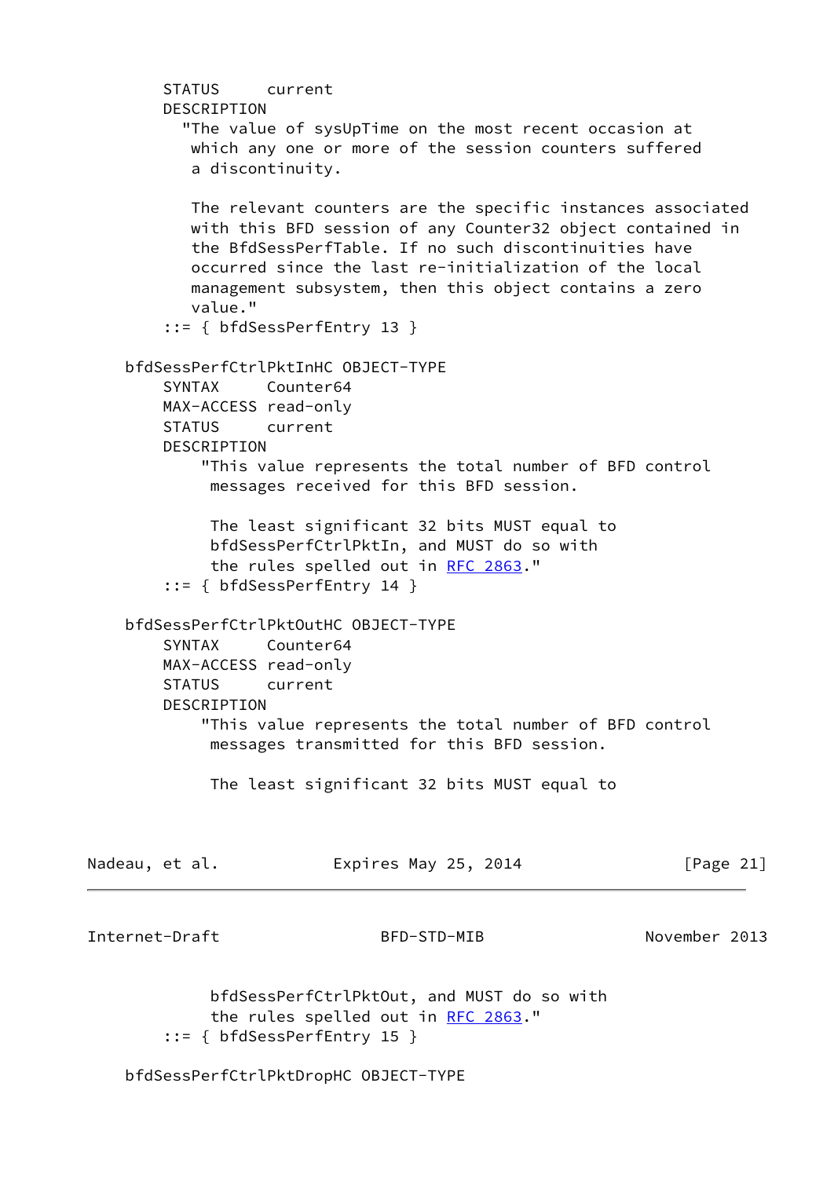```
        STATUS     current
        DESCRIPTION
          "The value of sysUpTime on the most recent occasion at
           which any one or more of the session counters suffered
           a discontinuity.

           The relevant counters are the specific instances associated
           with this BFD session of any Counter32 object contained in
           the BfdSessPerfTable. If no such discontinuities have
           occurred since the last re-initialization of the local
           management subsystem, then this object contains a zero
           value."
        ::= { bfdSessPerfEntry 13 }

    bfdSessPerfCtrlPktInHC OBJECT-TYPE
        SYNTAX     Counter64
        MAX-ACCESS read-only
        STATUS     current
        DESCRIPTION
            "This value represents the total number of BFD control
             messages received for this BFD session.

             The least significant 32 bits MUST equal to
             bfdSessPerfCtrlPktIn, and MUST do so with
             the rules spelled out in RFC 2863."
        ::= { bfdSessPerfEntry 14 }

    bfdSessPerfCtrlPktOutHC OBJECT-TYPE
        SYNTAX     Counter64
        MAX-ACCESS read-only
        STATUS     current
        DESCRIPTION
            "This value represents the total number of BFD control
             messages transmitted for this BFD session.

             The least significant 32 bits MUST equal to
             bfdSessPerfCtrlPktOut, and MUST do so with
             the rules spelled out in RFC 2863."
        ::= { bfdSessPerfEntry 15 }

    bfdSessPerfCtrlPktDropHC OBJECT-TYPE
```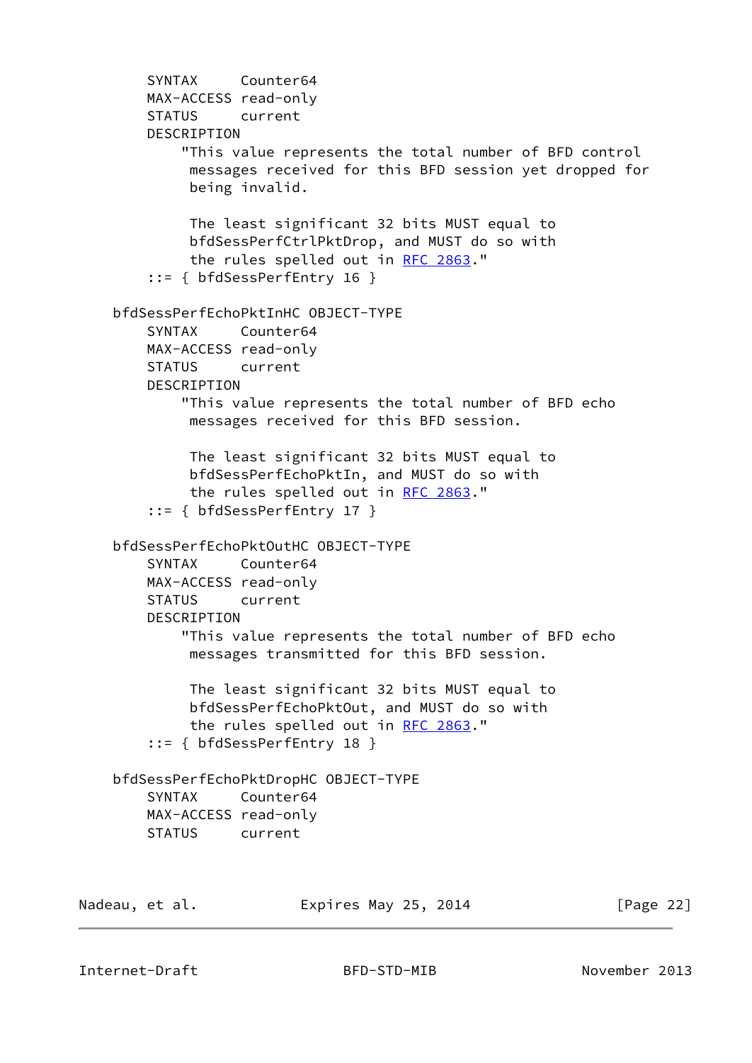```
        SYNTAX     Counter64
        MAX-ACCESS read-only
        STATUS     current
        DESCRIPTION
            "This value represents the total number of BFD control
             messages received for this BFD session yet dropped for
             being invalid.

             The least significant 32 bits MUST equal to
             bfdSessPerfCtrlPktDrop, and MUST do so with
             the rules spelled out in RFC 2863."
        ::= { bfdSessPerfEntry 16 }

    bfdSessPerfEchoPktInHC OBJECT-TYPE
        SYNTAX     Counter64
        MAX-ACCESS read-only
        STATUS     current
        DESCRIPTION
            "This value represents the total number of BFD echo
             messages received for this BFD session.

             The least significant 32 bits MUST equal to
             bfdSessPerfEchoPktIn, and MUST do so with
             the rules spelled out in RFC 2863."
        ::= { bfdSessPerfEntry 17 }

    bfdSessPerfEchoPktOutHC OBJECT-TYPE
        SYNTAX     Counter64
        MAX-ACCESS read-only
        STATUS     current
        DESCRIPTION
            "This value represents the total number of BFD echo
             messages transmitted for this BFD session.

             The least significant 32 bits MUST equal to
             bfdSessPerfEchoPktOut, and MUST do so with
             the rules spelled out in RFC 2863."
        ::= { bfdSessPerfEntry 18 }

    bfdSessPerfEchoPktDropHC OBJECT-TYPE
        SYNTAX     Counter64
        MAX-ACCESS read-only
        STATUS     current
```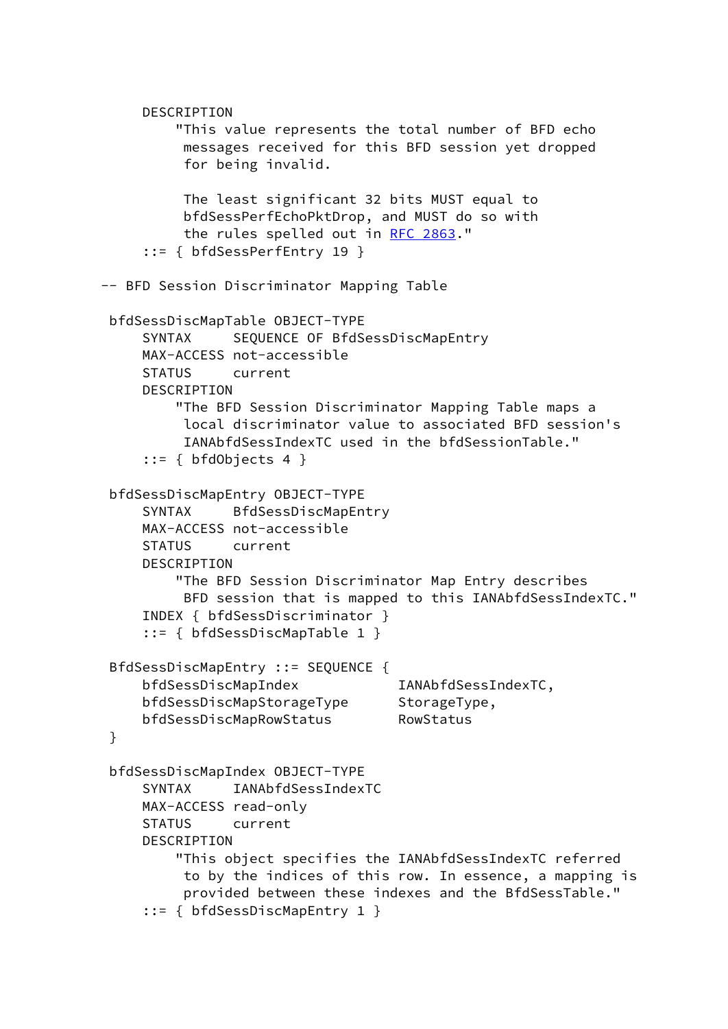```
      DESCRIPTION
          "This value represents the total number of BFD echo
           messages received for this BFD session yet dropped
           for being invalid.

           The least significant 32 bits MUST equal to
           bfdSessPerfEchoPktDrop, and MUST do so with
           the rules spelled out in RFC 2863."
      ::= { bfdSessPerfEntry 19 }

  -- BFD Session Discriminator Mapping Table

   bfdSessDiscMapTable OBJECT-TYPE
      SYNTAX     SEQUENCE OF BfdSessDiscMapEntry
      MAX-ACCESS not-accessible
      STATUS     current
      DESCRIPTION
          "The BFD Session Discriminator Mapping Table maps a
           local discriminator value to associated BFD session's
           IANAbfdSessIndexTC used in the bfdSessionTable."
      ::= { bfdObjects 4 }

   bfdSessDiscMapEntry OBJECT-TYPE
      SYNTAX     BfdSessDiscMapEntry
      MAX-ACCESS not-accessible
      STATUS     current
      DESCRIPTION
          "The BFD Session Discriminator Map Entry describes
           BFD session that is mapped to this IANAbfdSessIndexTC."
      INDEX { bfdSessDiscriminator }
      ::= { bfdSessDiscMapTable 1 }

   BfdSessDiscMapEntry ::= SEQUENCE {
      bfdSessDiscMapIndex            IANAbfdSessIndexTC,
      bfdSessDiscMapStorageType      StorageType,
      bfdSessDiscMapRowStatus        RowStatus
   }

   bfdSessDiscMapIndex OBJECT-TYPE
      SYNTAX     IANAbfdSessIndexTC
      MAX-ACCESS read-only
      STATUS     current
      DESCRIPTION
          "This object specifies the IANAbfdSessIndexTC referred
           to by the indices of this row. In essence, a mapping is
           provided between these indexes and the BfdSessTable."
      ::= { bfdSessDiscMapEntry 1 }
```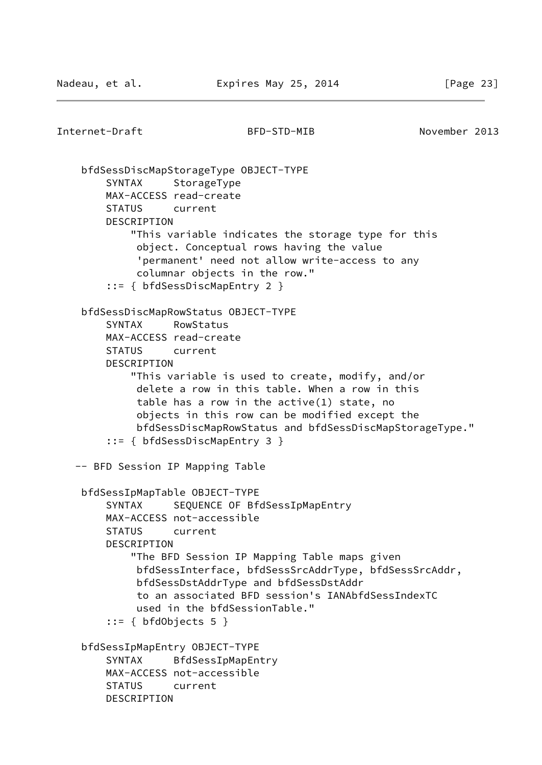```
    bfdSessDiscMapStorageType OBJECT-TYPE
        SYNTAX     StorageType
        MAX-ACCESS read-create
        STATUS     current
        DESCRIPTION
            "This variable indicates the storage type for this
             object. Conceptual rows having the value
             'permanent' need not allow write-access to any
             columnar objects in the row."
        ::= { bfdSessDiscMapEntry 2 }

    bfdSessDiscMapRowStatus OBJECT-TYPE
        SYNTAX     RowStatus
        MAX-ACCESS read-create
        STATUS     current
        DESCRIPTION
            "This variable is used to create, modify, and/or
             delete a row in this table. When a row in this
             table has a row in the active(1) state, no
             objects in this row can be modified except the
             bfdSessDiscMapRowStatus and bfdSessDiscMapStorageType."
        ::= { bfdSessDiscMapEntry 3 }

   -- BFD Session IP Mapping Table

    bfdSessIpMapTable OBJECT-TYPE
        SYNTAX     SEQUENCE OF BfdSessIpMapEntry
        MAX-ACCESS not-accessible
        STATUS     current
        DESCRIPTION
            "The BFD Session IP Mapping Table maps given
             bfdSessInterface, bfdSessSrcAddrType, bfdSessSrcAddr,
             bfdSessDstAddrType and bfdSessDstAddr
             to an associated BFD session's IANAbfdSessIndexTC
             used in the bfdSessionTable."
        ::= { bfdObjects 5 }

    bfdSessIpMapEntry OBJECT-TYPE
        SYNTAX     BfdSessIpMapEntry
        MAX-ACCESS not-accessible
        STATUS     current
        DESCRIPTION
```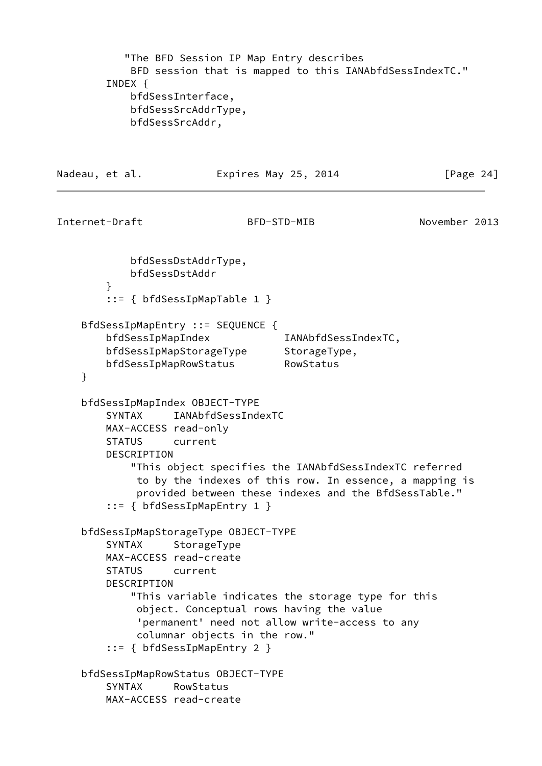```
           "The BFD Session IP Map Entry describes
            BFD session that is mapped to this IANAbfdSessIndexTC."
        INDEX {
            bfdSessInterface,
            bfdSessSrcAddrType,
            bfdSessSrcAddr,
            bfdSessDstAddrType,
            bfdSessDstAddr
        }
        ::= { bfdSessIpMapTable 1 }

    BfdSessIpMapEntry ::= SEQUENCE {
        bfdSessIpMapIndex            IANAbfdSessIndexTC,
        bfdSessIpMapStorageType      StorageType,
        bfdSessIpMapRowStatus        RowStatus
    }

    bfdSessIpMapIndex OBJECT-TYPE
        SYNTAX     IANAbfdSessIndexTC
        MAX-ACCESS read-only
        STATUS     current
        DESCRIPTION
            "This object specifies the IANAbfdSessIndexTC referred
             to by the indexes of this row. In essence, a mapping is
             provided between these indexes and the BfdSessTable."
        ::= { bfdSessIpMapEntry 1 }

    bfdSessIpMapStorageType OBJECT-TYPE
        SYNTAX     StorageType
        MAX-ACCESS read-create
        STATUS     current
        DESCRIPTION
            "This variable indicates the storage type for this
             object. Conceptual rows having the value
             'permanent' need not allow write-access to any
             columnar objects in the row."
        ::= { bfdSessIpMapEntry 2 }

    bfdSessIpMapRowStatus OBJECT-TYPE
        SYNTAX     RowStatus
        MAX-ACCESS read-create
```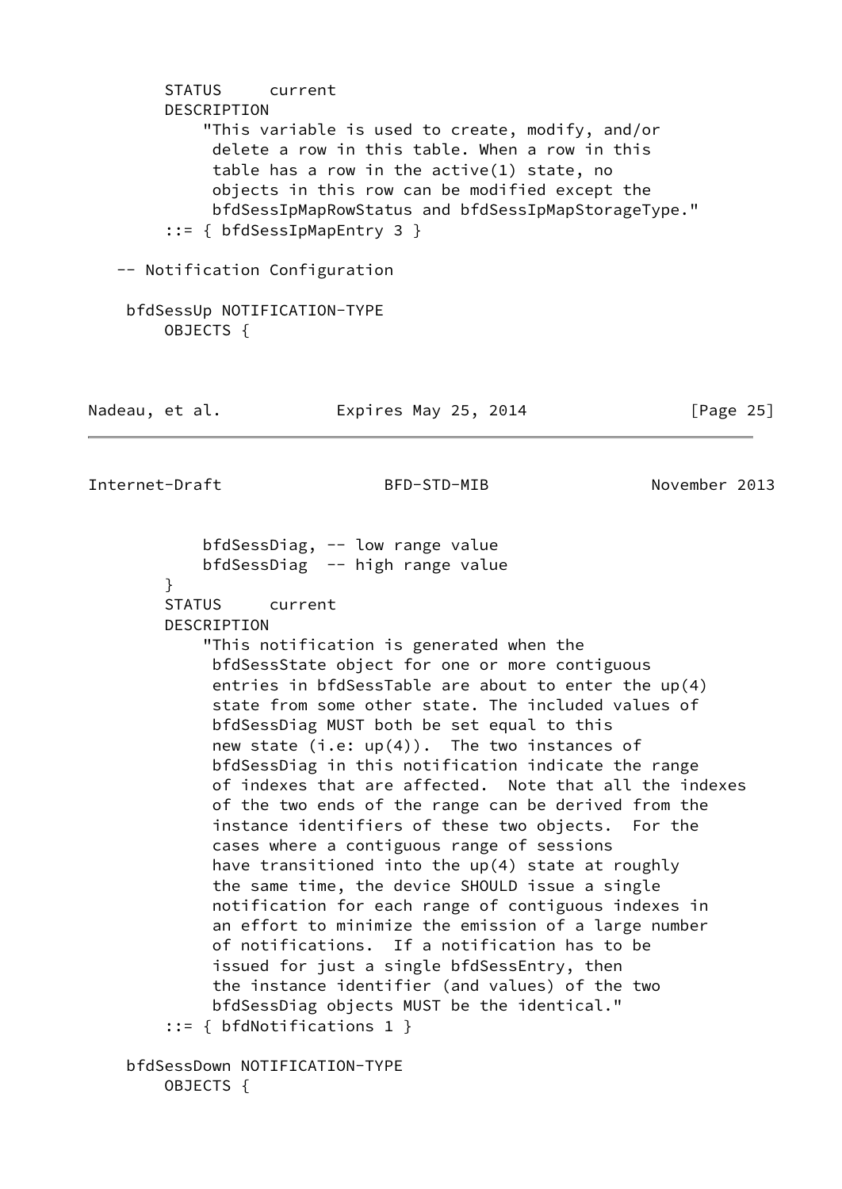```
        STATUS     current
        DESCRIPTION
            "This variable is used to create, modify, and/or
             delete a row in this table. When a row in this
             table has a row in the active(1) state, no
             objects in this row can be modified except the
             bfdSessIpMapRowStatus and bfdSessIpMapStorageType."
        ::= { bfdSessIpMapEntry 3 }

   -- Notification Configuration

    bfdSessUp NOTIFICATION-TYPE
        OBJECTS {
            bfdSessDiag, -- low range value
            bfdSessDiag  -- high range value
        }
        STATUS     current
        DESCRIPTION
            "This notification is generated when the
             bfdSessState object for one or more contiguous
             entries in bfdSessTable are about to enter the up(4)
             state from some other state. The included values of
             bfdSessDiag MUST both be set equal to this
             new state (i.e: up(4)).  The two instances of
             bfdSessDiag in this notification indicate the range
             of indexes that are affected.  Note that all the indexes
             of the two ends of the range can be derived from the
             instance identifiers of these two objects.  For the
             cases where a contiguous range of sessions
             have transitioned into the up(4) state at roughly
             the same time, the device SHOULD issue a single
             notification for each range of contiguous indexes in
             an effort to minimize the emission of a large number
             of notifications.  If a notification has to be
             issued for just a single bfdSessEntry, then
             the instance identifier (and values) of the two
             bfdSessDiag objects MUST be the identical."
        ::= { bfdNotifications 1 }

    bfdSessDown NOTIFICATION-TYPE
        OBJECTS {
```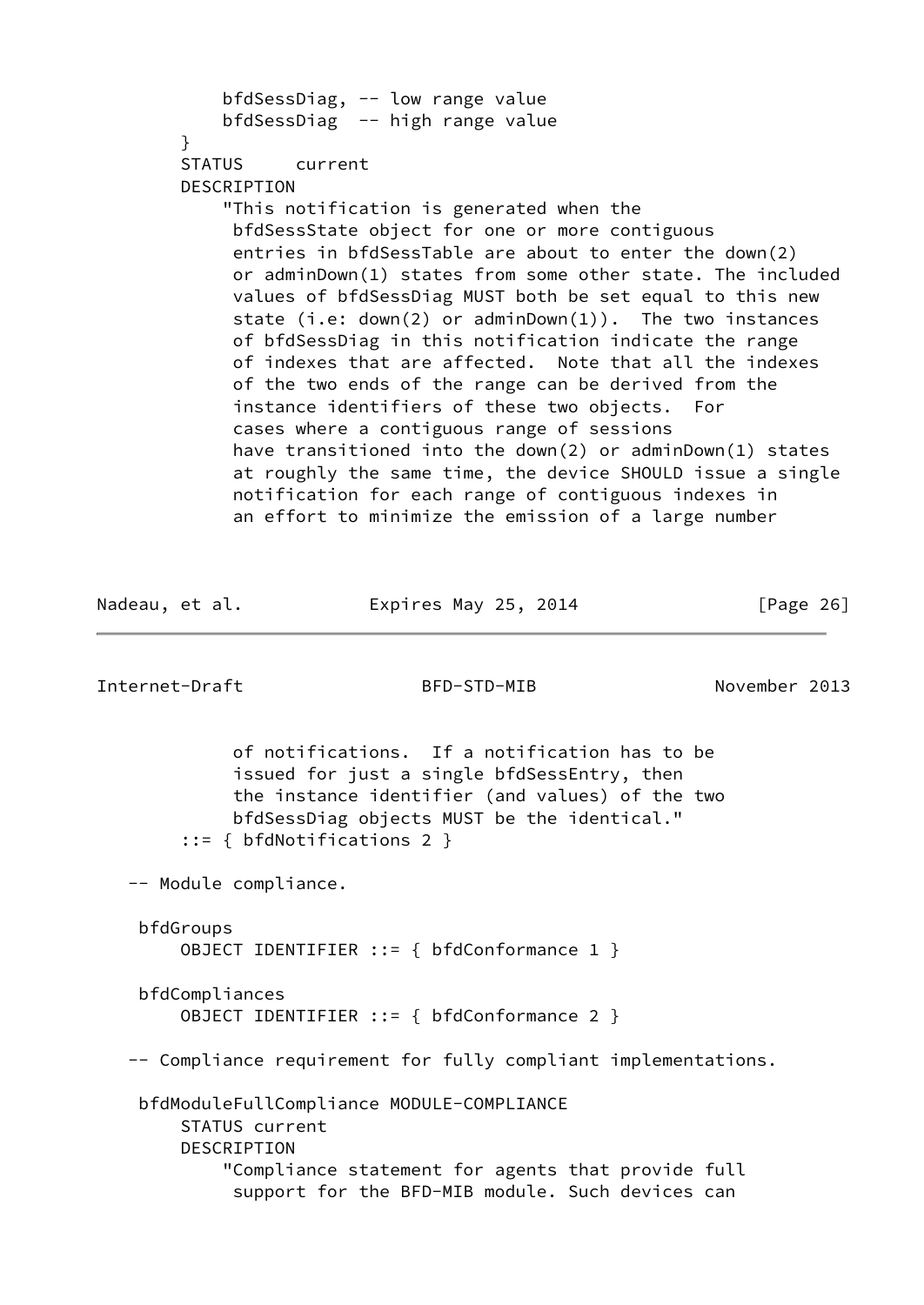```
            bfdSessDiag, -- low range value
            bfdSessDiag  -- high range value
        }
        STATUS     current
        DESCRIPTION
            "This notification is generated when the
             bfdSessState object for one or more contiguous
             entries in bfdSessTable are about to enter the down(2)
             or adminDown(1) states from some other state. The included
             values of bfdSessDiag MUST both be set equal to this new
             state (i.e: down(2) or adminDown(1)).  The two instances
             of bfdSessDiag in this notification indicate the range
             of indexes that are affected.  Note that all the indexes
             of the two ends of the range can be derived from the
             instance identifiers of these two objects.  For
             cases where a contiguous range of sessions
             have transitioned into the down(2) or adminDown(1) states
             at roughly the same time, the device SHOULD issue a single
             notification for each range of contiguous indexes in
             an effort to minimize the emission of a large number
             of notifications.  If a notification has to be
             issued for just a single bfdSessEntry, then
             the instance identifier (and values) of the two
             bfdSessDiag objects MUST be the identical."
        ::= { bfdNotifications 2 }

   -- Module compliance.

    bfdGroups
        OBJECT IDENTIFIER ::= { bfdConformance 1 }

    bfdCompliances
        OBJECT IDENTIFIER ::= { bfdConformance 2 }

   -- Compliance requirement for fully compliant implementations.

    bfdModuleFullCompliance MODULE-COMPLIANCE
        STATUS current
        DESCRIPTION
            "Compliance statement for agents that provide full
             support for the BFD-MIB module. Such devices can
```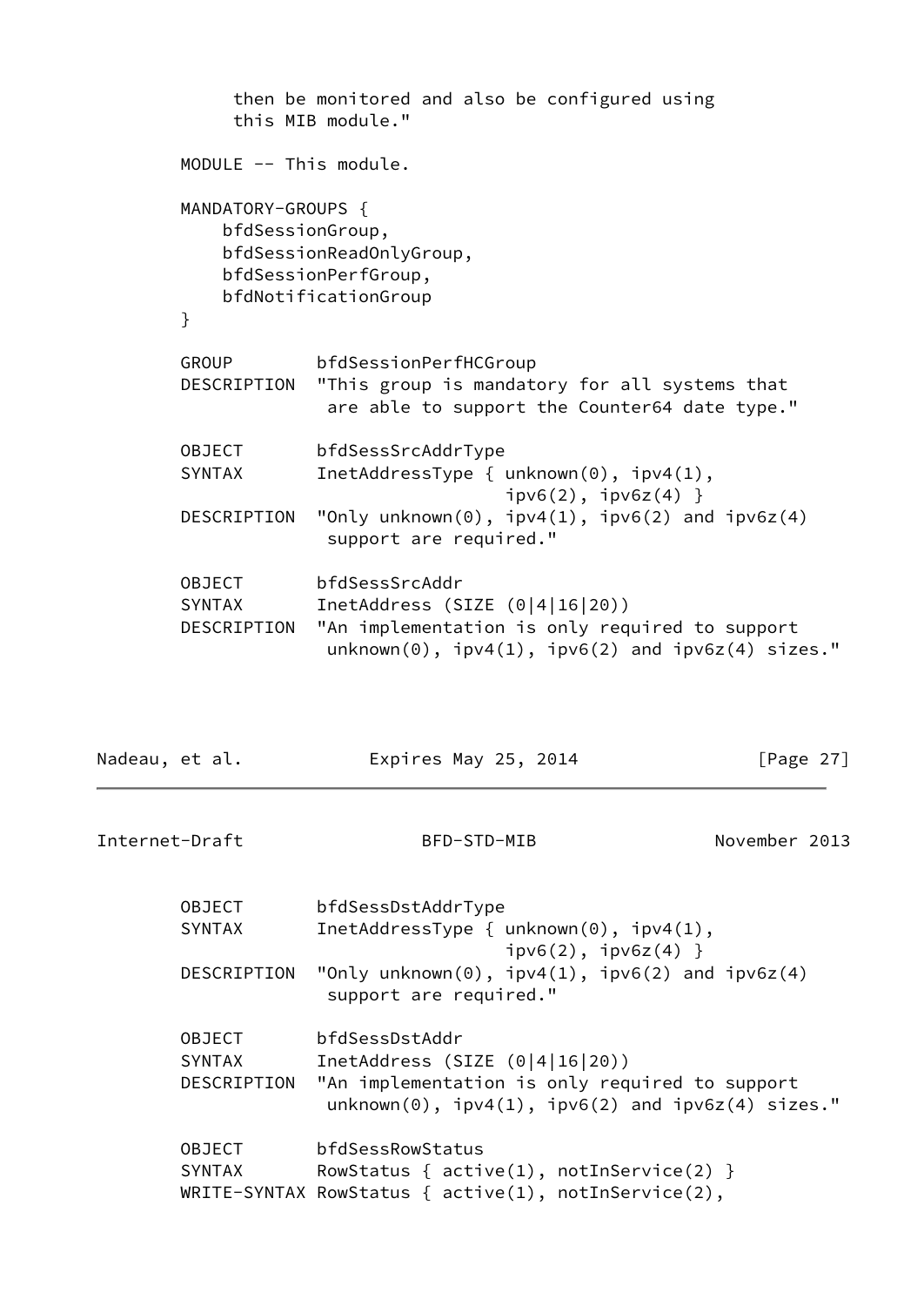```
             then be monitored and also be configured using
             this MIB module."

        MODULE -- This module.

        MANDATORY-GROUPS {
            bfdSessionGroup,
            bfdSessionReadOnlyGroup,
            bfdSessionPerfGroup,
            bfdNotificationGroup
        }

        GROUP        bfdSessionPerfHCGroup
        DESCRIPTION  "This group is mandatory for all systems that
                      are able to support the Counter64 date type."

        OBJECT       bfdSessSrcAddrType
        SYNTAX       InetAddressType { unknown(0), ipv4(1),
                                       ipv6(2), ipv6z(4) }
        DESCRIPTION  "Only unknown(0), ipv4(1), ipv6(2) and ipv6z(4)
                      support are required."

        OBJECT       bfdSessSrcAddr
        SYNTAX       InetAddress (SIZE (0|4|16|20))
        DESCRIPTION  "An implementation is only required to support
                      unknown(0), ipv4(1), ipv6(2) and ipv6z(4) sizes."

        OBJECT       bfdSessDstAddrType
        SYNTAX       InetAddressType { unknown(0), ipv4(1),
                                       ipv6(2), ipv6z(4) }
        DESCRIPTION  "Only unknown(0), ipv4(1), ipv6(2) and ipv6z(4)
                      support are required."

        OBJECT       bfdSessDstAddr
        SYNTAX       InetAddress (SIZE (0|4|16|20))
        DESCRIPTION  "An implementation is only required to support
                      unknown(0), ipv4(1), ipv6(2) and ipv6z(4) sizes."

        OBJECT       bfdSessRowStatus
        SYNTAX       RowStatus { active(1), notInService(2) }
        WRITE-SYNTAX RowStatus { active(1), notInService(2),
```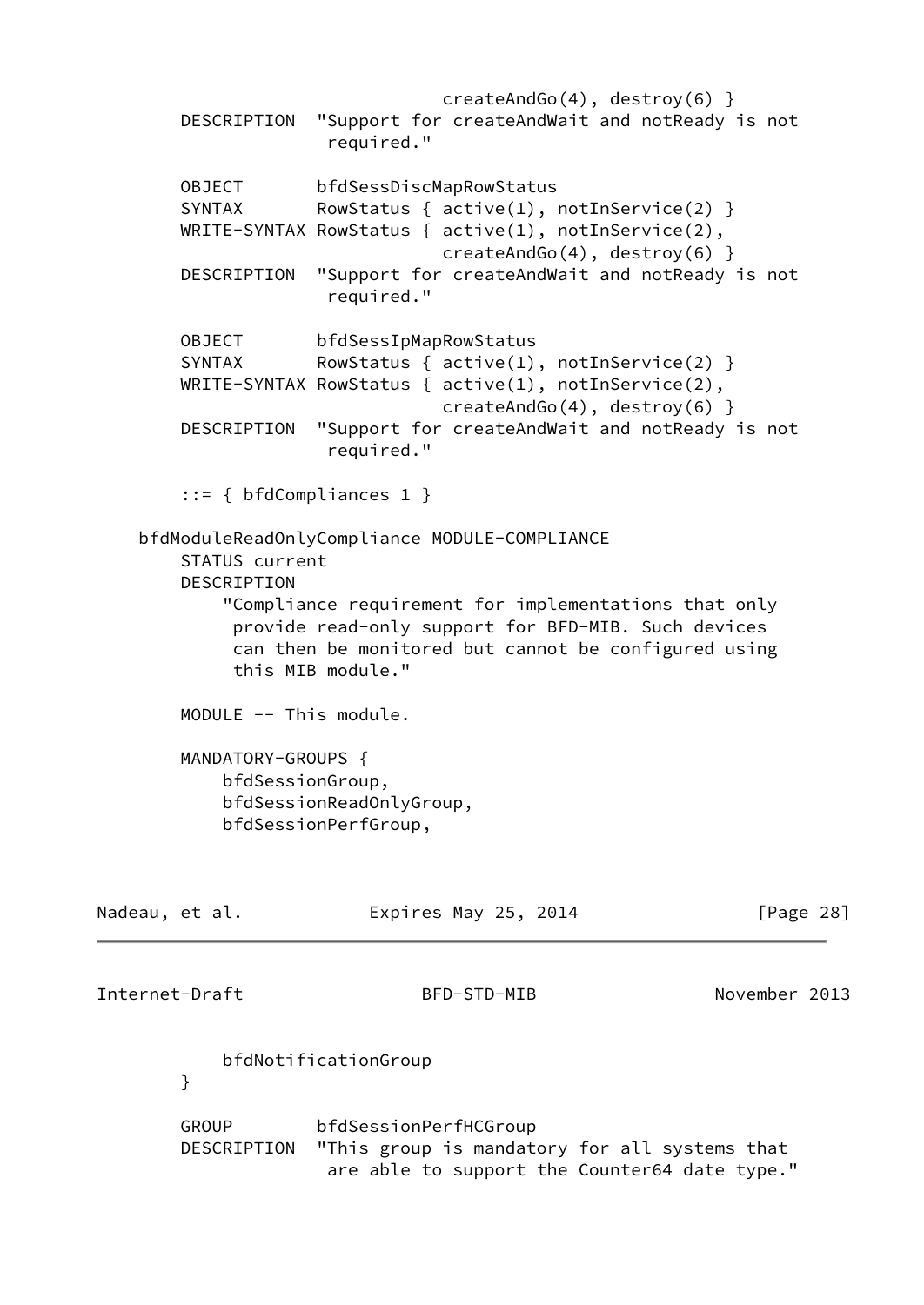```
                                 createAndGo(4), destroy(6) }
        DESCRIPTION  "Support for createAndWait and notReady is not
                      required."

        OBJECT       bfdSessDiscMapRowStatus
        SYNTAX       RowStatus { active(1), notInService(2) }
        WRITE-SYNTAX RowStatus { active(1), notInService(2),
                                 createAndGo(4), destroy(6) }
        DESCRIPTION  "Support for createAndWait and notReady is not
                      required."

        OBJECT       bfdSessIpMapRowStatus
        SYNTAX       RowStatus { active(1), notInService(2) }
        WRITE-SYNTAX RowStatus { active(1), notInService(2),
                                 createAndGo(4), destroy(6) }
        DESCRIPTION  "Support for createAndWait and notReady is not
                      required."

        ::= { bfdCompliances 1 }

    bfdModuleReadOnlyCompliance MODULE-COMPLIANCE
        STATUS current
        DESCRIPTION
            "Compliance requirement for implementations that only
             provide read-only support for BFD-MIB. Such devices
             can then be monitored but cannot be configured using
             this MIB module."

        MODULE -- This module.

        MANDATORY-GROUPS {
            bfdSessionGroup,
            bfdSessionReadOnlyGroup,
            bfdSessionPerfGroup,
            bfdNotificationGroup
        }

        GROUP        bfdSessionPerfHCGroup
        DESCRIPTION  "This group is mandatory for all systems that
                      are able to support the Counter64 date type."
```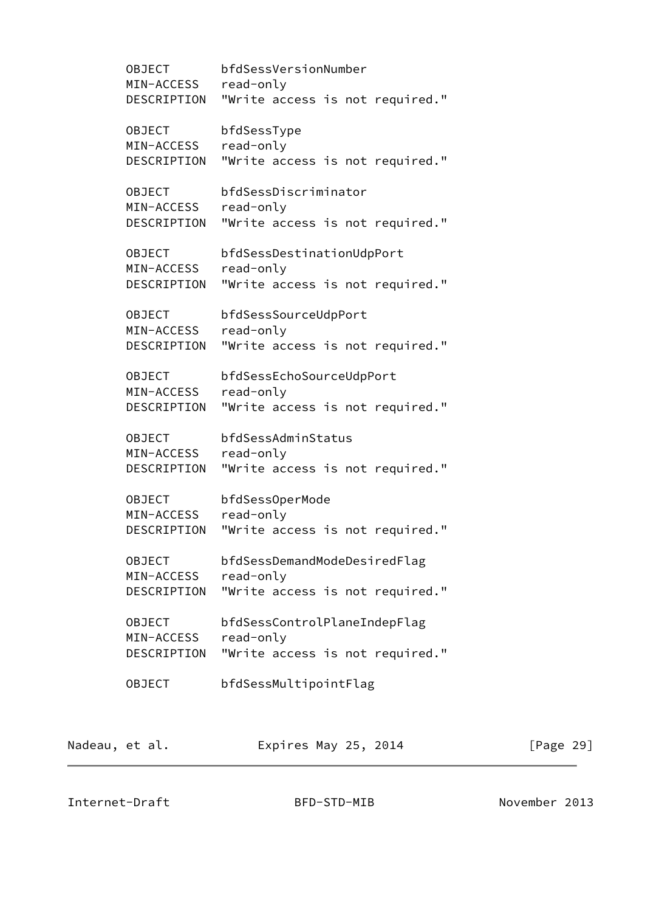```
       OBJECT       bfdSessVersionNumber
       MIN-ACCESS   read-only
       DESCRIPTION  "Write access is not required."

       OBJECT       bfdSessType
       MIN-ACCESS   read-only
       DESCRIPTION  "Write access is not required."

       OBJECT       bfdSessDiscriminator
       MIN-ACCESS   read-only
       DESCRIPTION  "Write access is not required."

       OBJECT       bfdSessDestinationUdpPort
       MIN-ACCESS   read-only
       DESCRIPTION  "Write access is not required."

       OBJECT       bfdSessSourceUdpPort
       MIN-ACCESS   read-only
       DESCRIPTION  "Write access is not required."

       OBJECT       bfdSessEchoSourceUdpPort
       MIN-ACCESS   read-only
       DESCRIPTION  "Write access is not required."

       OBJECT       bfdSessAdminStatus
       MIN-ACCESS   read-only
       DESCRIPTION  "Write access is not required."

       OBJECT       bfdSessOperMode
       MIN-ACCESS   read-only
       DESCRIPTION  "Write access is not required."

       OBJECT       bfdSessDemandModeDesiredFlag
       MIN-ACCESS   read-only
       DESCRIPTION  "Write access is not required."

       OBJECT       bfdSessControlPlaneIndepFlag
       MIN-ACCESS   read-only
       DESCRIPTION  "Write access is not required."

       OBJECT       bfdSessMultipointFlag
```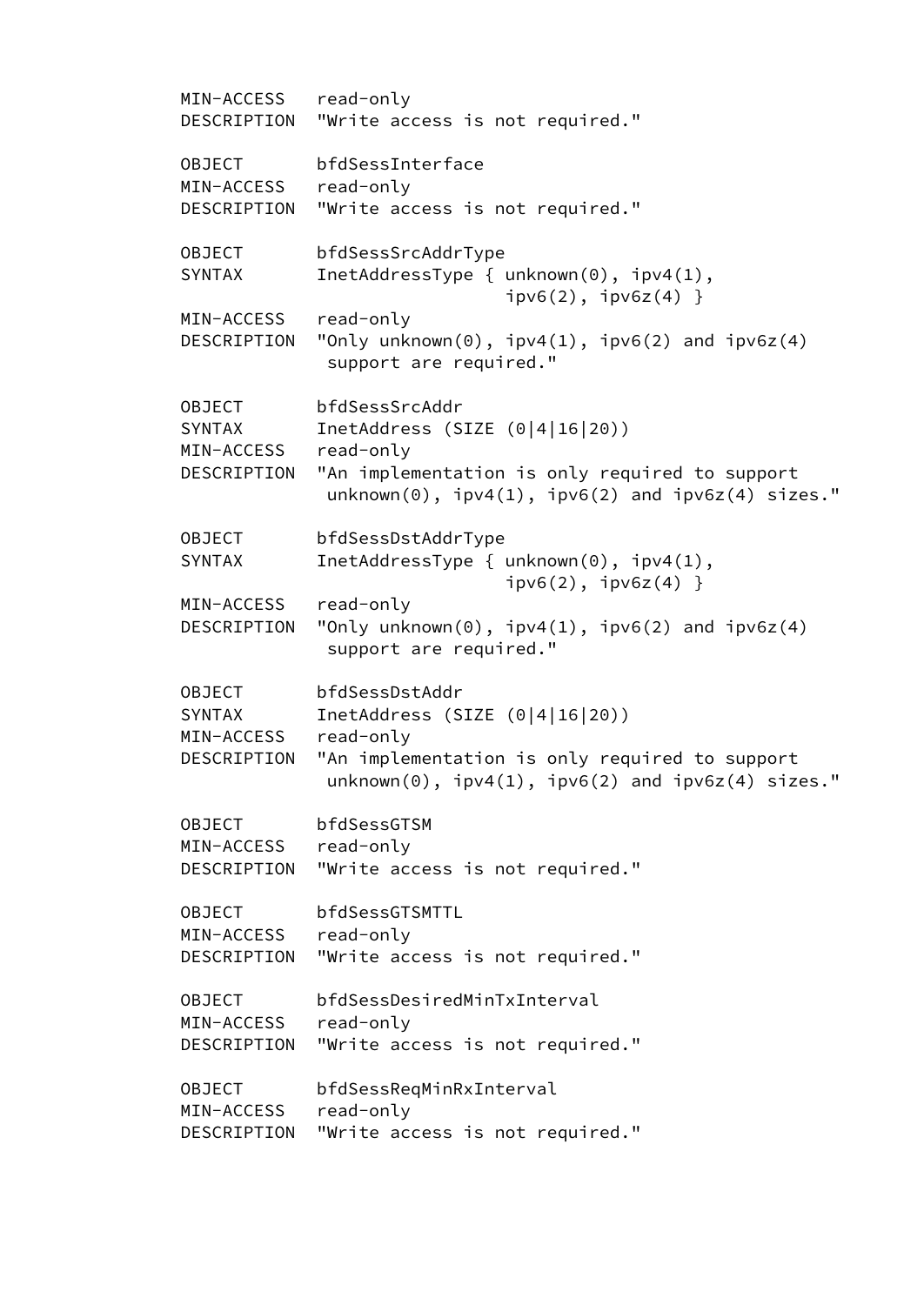```
      MIN-ACCESS   read-only
      DESCRIPTION  "Write access is not required."

      OBJECT       bfdSessInterface
      MIN-ACCESS   read-only
      DESCRIPTION  "Write access is not required."

      OBJECT       bfdSessSrcAddrType
      SYNTAX       InetAddressType { unknown(0), ipv4(1),
                                     ipv6(2), ipv6z(4) }
      MIN-ACCESS   read-only
      DESCRIPTION  "Only unknown(0), ipv4(1), ipv6(2) and ipv6z(4)
                    support are required."

      OBJECT       bfdSessSrcAddr
      SYNTAX       InetAddress (SIZE (0|4|16|20))
      MIN-ACCESS   read-only
      DESCRIPTION  "An implementation is only required to support
                    unknown(0), ipv4(1), ipv6(2) and ipv6z(4) sizes."

      OBJECT       bfdSessDstAddrType
      SYNTAX       InetAddressType { unknown(0), ipv4(1),
                                     ipv6(2), ipv6z(4) }
      MIN-ACCESS   read-only
      DESCRIPTION  "Only unknown(0), ipv4(1), ipv6(2) and ipv6z(4)
                    support are required."

      OBJECT       bfdSessDstAddr
      SYNTAX       InetAddress (SIZE (0|4|16|20))
      MIN-ACCESS   read-only
      DESCRIPTION  "An implementation is only required to support
                    unknown(0), ipv4(1), ipv6(2) and ipv6z(4) sizes."

      OBJECT       bfdSessGTSM
      MIN-ACCESS   read-only
      DESCRIPTION  "Write access is not required."

      OBJECT       bfdSessGTSMTTL
      MIN-ACCESS   read-only
      DESCRIPTION  "Write access is not required."

      OBJECT       bfdSessDesiredMinTxInterval
      MIN-ACCESS   read-only
      DESCRIPTION  "Write access is not required."

      OBJECT       bfdSessReqMinRxInterval
      MIN-ACCESS   read-only
      DESCRIPTION  "Write access is not required."
```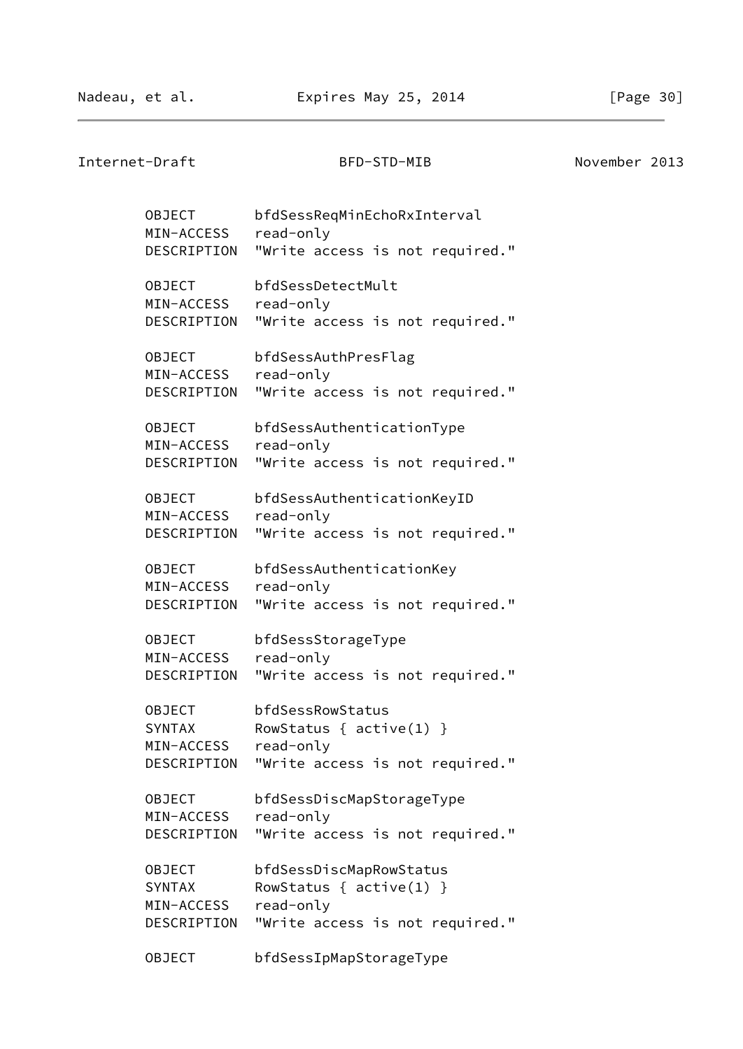```
       OBJECT       bfdSessReqMinEchoRxInterval
       MIN-ACCESS   read-only
       DESCRIPTION  "Write access is not required."

       OBJECT       bfdSessDetectMult
       MIN-ACCESS   read-only
       DESCRIPTION  "Write access is not required."

       OBJECT       bfdSessAuthPresFlag
       MIN-ACCESS   read-only
       DESCRIPTION  "Write access is not required."

       OBJECT       bfdSessAuthenticationType
       MIN-ACCESS   read-only
       DESCRIPTION  "Write access is not required."

       OBJECT       bfdSessAuthenticationKeyID
       MIN-ACCESS   read-only
       DESCRIPTION  "Write access is not required."

       OBJECT       bfdSessAuthenticationKey
       MIN-ACCESS   read-only
       DESCRIPTION  "Write access is not required."

       OBJECT       bfdSessStorageType
       MIN-ACCESS   read-only
       DESCRIPTION  "Write access is not required."

       OBJECT       bfdSessRowStatus
       SYNTAX       RowStatus { active(1) }
       MIN-ACCESS   read-only
       DESCRIPTION  "Write access is not required."

       OBJECT       bfdSessDiscMapStorageType
       MIN-ACCESS   read-only
       DESCRIPTION  "Write access is not required."

       OBJECT       bfdSessDiscMapRowStatus
       SYNTAX       RowStatus { active(1) }
       MIN-ACCESS   read-only
       DESCRIPTION  "Write access is not required."

       OBJECT       bfdSessIpMapStorageType
```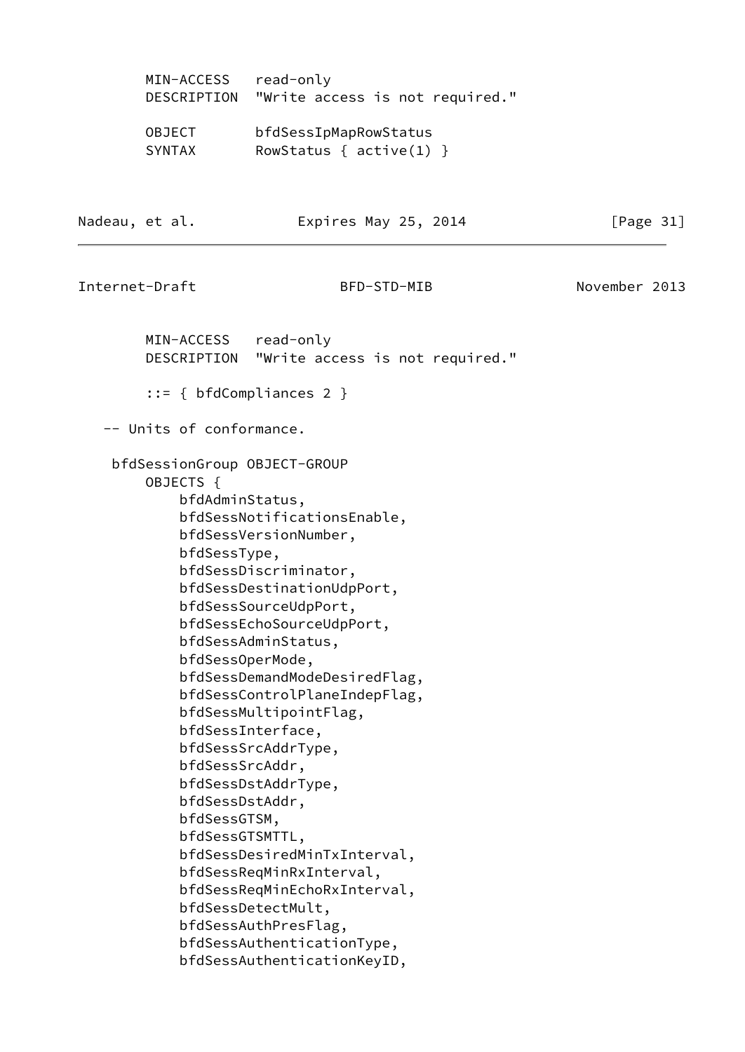```
        MIN-ACCESS   read-only
        DESCRIPTION  "Write access is not required."

        OBJECT       bfdSessIpMapRowStatus
        SYNTAX       RowStatus { active(1) }
        MIN-ACCESS   read-only
        DESCRIPTION  "Write access is not required."

        ::= { bfdCompliances 2 }

   -- Units of conformance.

    bfdSessionGroup OBJECT-GROUP
        OBJECTS {
            bfdAdminStatus,
            bfdSessNotificationsEnable,
            bfdSessVersionNumber,
            bfdSessType,
            bfdSessDiscriminator,
            bfdSessDestinationUdpPort,
            bfdSessSourceUdpPort,
            bfdSessEchoSourceUdpPort,
            bfdSessAdminStatus,
            bfdSessOperMode,
            bfdSessDemandModeDesiredFlag,
            bfdSessControlPlaneIndepFlag,
            bfdSessMultipointFlag,
            bfdSessInterface,
            bfdSessSrcAddrType,
            bfdSessSrcAddr,
            bfdSessDstAddrType,
            bfdSessDstAddr,
            bfdSessGTSM,
            bfdSessGTSMTTL,
            bfdSessDesiredMinTxInterval,
            bfdSessReqMinRxInterval,
            bfdSessReqMinEchoRxInterval,
            bfdSessDetectMult,
            bfdSessAuthPresFlag,
            bfdSessAuthenticationType,
            bfdSessAuthenticationKeyID,
```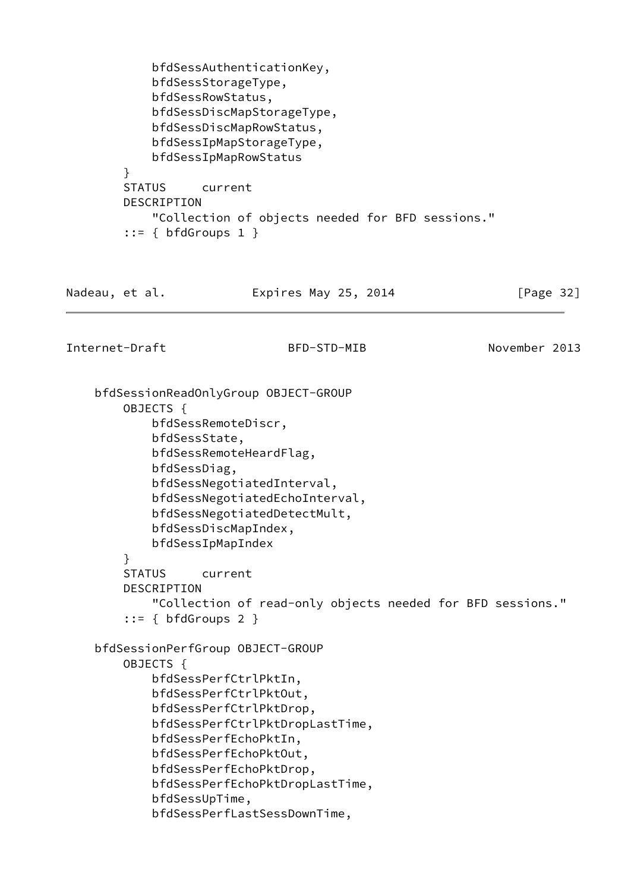```
            bfdSessAuthenticationKey,
            bfdSessStorageType,
            bfdSessRowStatus,
            bfdSessDiscMapStorageType,
            bfdSessDiscMapRowStatus,
            bfdSessIpMapStorageType,
            bfdSessIpMapRowStatus
        }
        STATUS     current
        DESCRIPTION
            "Collection of objects needed for BFD sessions."
        ::= { bfdGroups 1 }
```

```
    bfdSessionReadOnlyGroup OBJECT-GROUP
        OBJECTS {
            bfdSessRemoteDiscr,
            bfdSessState,
            bfdSessRemoteHeardFlag,
            bfdSessDiag,
            bfdSessNegotiatedInterval,
            bfdSessNegotiatedEchoInterval,
            bfdSessNegotiatedDetectMult,
            bfdSessDiscMapIndex,
            bfdSessIpMapIndex
        }
        STATUS     current
        DESCRIPTION
            "Collection of read-only objects needed for BFD sessions."
        ::= { bfdGroups 2 }

    bfdSessionPerfGroup OBJECT-GROUP
        OBJECTS {
            bfdSessPerfCtrlPktIn,
            bfdSessPerfCtrlPktOut,
            bfdSessPerfCtrlPktDrop,
            bfdSessPerfCtrlPktDropLastTime,
            bfdSessPerfEchoPktIn,
            bfdSessPerfEchoPktOut,
            bfdSessPerfEchoPktDrop,
            bfdSessPerfEchoPktDropLastTime,
            bfdSessUpTime,
            bfdSessPerfLastSessDownTime,
```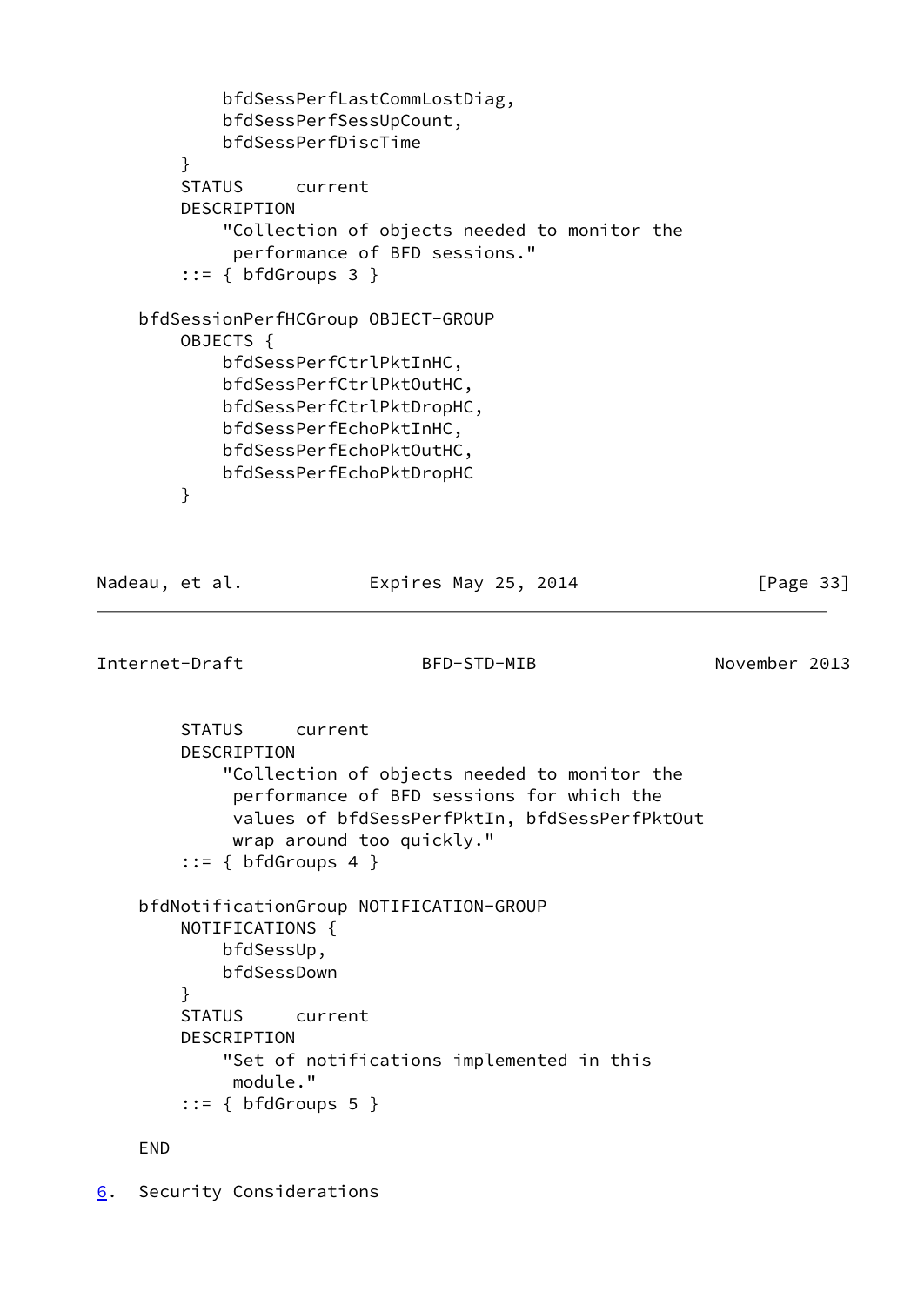```
            bfdSessPerfLastCommLostDiag,
            bfdSessPerfSessUpCount,
            bfdSessPerfDiscTime
        }
        STATUS     current
        DESCRIPTION
            "Collection of objects needed to monitor the
             performance of BFD sessions."
        ::= { bfdGroups 3 }

    bfdSessionPerfHCGroup OBJECT-GROUP
        OBJECTS {
            bfdSessPerfCtrlPktInHC,
            bfdSessPerfCtrlPktOutHC,
            bfdSessPerfCtrlPktDropHC,
            bfdSessPerfEchoPktInHC,
            bfdSessPerfEchoPktOutHC,
            bfdSessPerfEchoPktDropHC
        }
        STATUS     current
        DESCRIPTION
            "Collection of objects needed to monitor the
             performance of BFD sessions for which the
             values of bfdSessPerfPktIn, bfdSessPerfPktOut
             wrap around too quickly."
        ::= { bfdGroups 4 }

    bfdNotificationGroup NOTIFICATION-GROUP
        NOTIFICATIONS {
            bfdSessUp,
            bfdSessDown
        }
        STATUS     current
        DESCRIPTION
            "Set of notifications implemented in this
             module."
        ::= { bfdGroups 5 }

    END
```

## 6. Security Considerations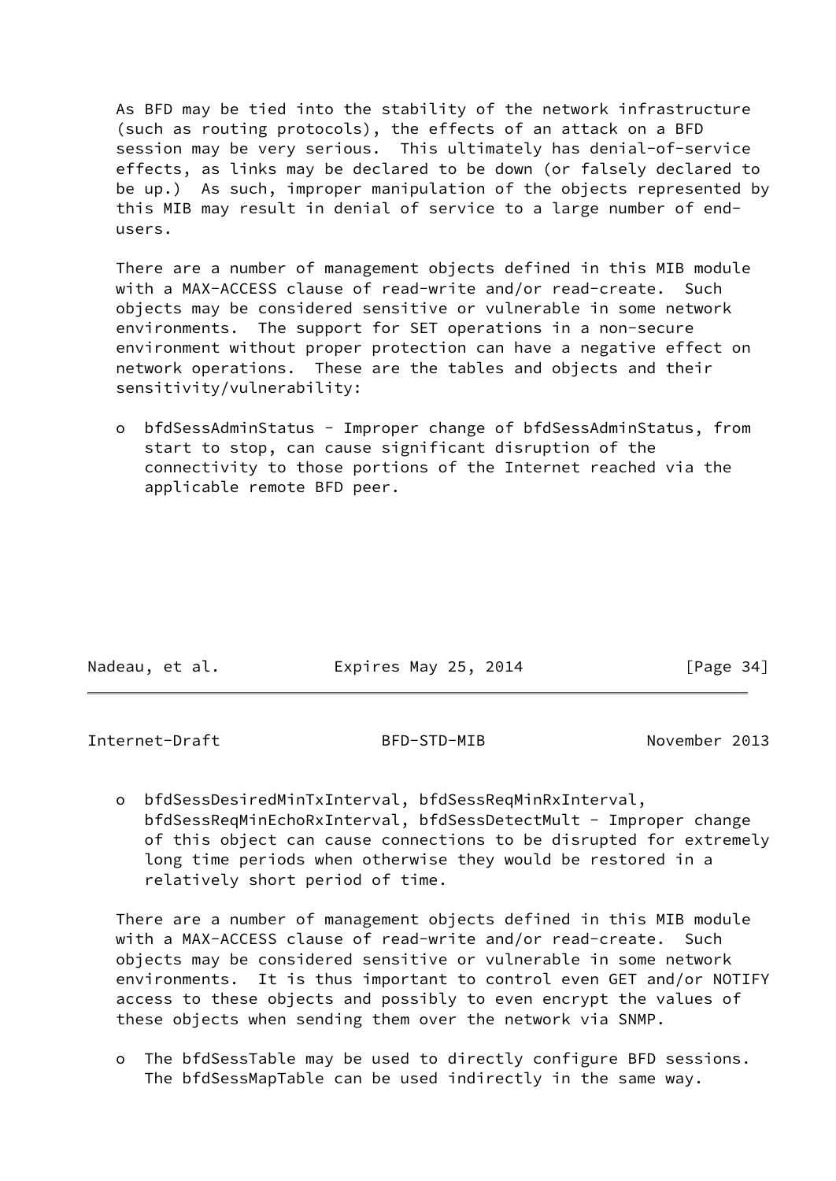As BFD may be tied into the stability of the network infrastructure (such as routing protocols), the effects of an attack on a BFD session may be very serious. This ultimately has denial-of-service effects, as links may be declared to be down (or falsely declared to be up.) As such, improper manipulation of the objects represented by this MIB may result in denial of service to a large number of end-users.

There are a number of management objects defined in this MIB module with a MAX-ACCESS clause of read-write and/or read-create. Such objects may be considered sensitive or vulnerable in some network environments. The support for SET operations in a non-secure environment without proper protection can have a negative effect on network operations. These are the tables and objects and their sensitivity/vulnerability:

- bfdSessAdminStatus - Improper change of bfdSessAdminStatus, from start to stop, can cause significant disruption of the connectivity to those portions of the Internet reached via the applicable remote BFD peer.

- bfdSessDesiredMinTxInterval, bfdSessReqMinRxInterval, bfdSessReqMinEchoRxInterval, bfdSessDetectMult - Improper change of this object can cause connections to be disrupted for extremely long time periods when otherwise they would be restored in a relatively short period of time.

There are a number of management objects defined in this MIB module with a MAX-ACCESS clause of read-write and/or read-create. Such objects may be considered sensitive or vulnerable in some network environments. It is thus important to control even GET and/or NOTIFY access to these objects and possibly to even encrypt the values of these objects when sending them over the network via SNMP.

- The bfdSessTable may be used to directly configure BFD sessions. The bfdSessMapTable can be used indirectly in the same way.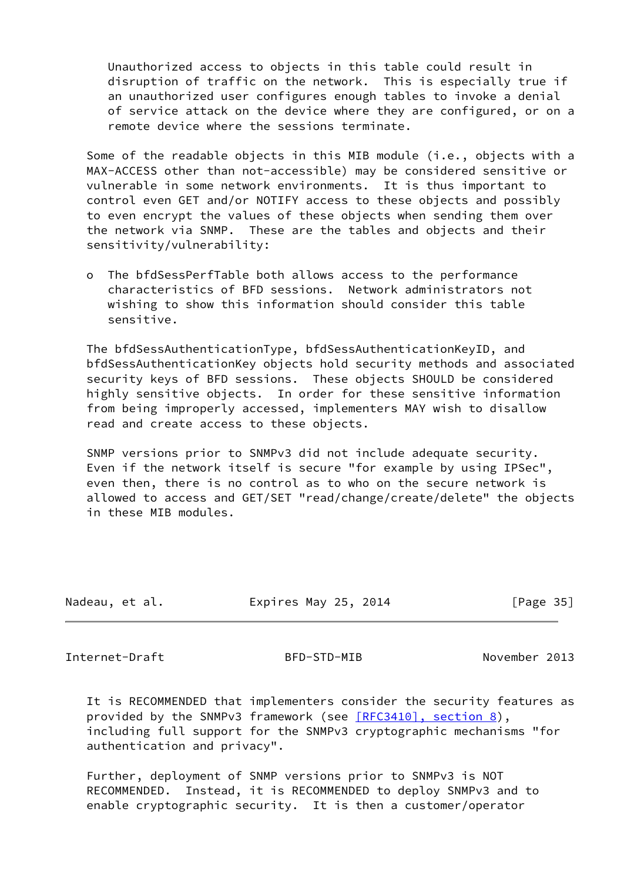Unauthorized access to objects in this table could result in disruption of traffic on the network. This is especially true if an unauthorized user configures enough tables to invoke a denial of service attack on the device where they are configured, or on a remote device where the sessions terminate.

Some of the readable objects in this MIB module (i.e., objects with a MAX-ACCESS other than not-accessible) may be considered sensitive or vulnerable in some network environments. It is thus important to control even GET and/or NOTIFY access to these objects and possibly to even encrypt the values of these objects when sending them over the network via SNMP. These are the tables and objects and their sensitivity/vulnerability:

- The bfdSessPerfTable both allows access to the performance characteristics of BFD sessions. Network administrators not wishing to show this information should consider this table sensitive.

The bfdSessAuthenticationType, bfdSessAuthenticationKeyID, and bfdSessAuthenticationKey objects hold security methods and associated security keys of BFD sessions. These objects SHOULD be considered highly sensitive objects. In order for these sensitive information from being improperly accessed, implementers MAY wish to disallow read and create access to these objects.

SNMP versions prior to SNMPv3 did not include adequate security. Even if the network itself is secure "for example by using IPSec", even then, there is no control as to who on the secure network is allowed to access and GET/SET "read/change/create/delete" the objects in these MIB modules.

It is RECOMMENDED that implementers consider the security features as provided by the SNMPv3 framework (see [RFC3410], section 8), including full support for the SNMPv3 cryptographic mechanisms "for authentication and privacy".

Further, deployment of SNMP versions prior to SNMPv3 is NOT RECOMMENDED. Instead, it is RECOMMENDED to deploy SNMPv3 and to enable cryptographic security. It is then a customer/operator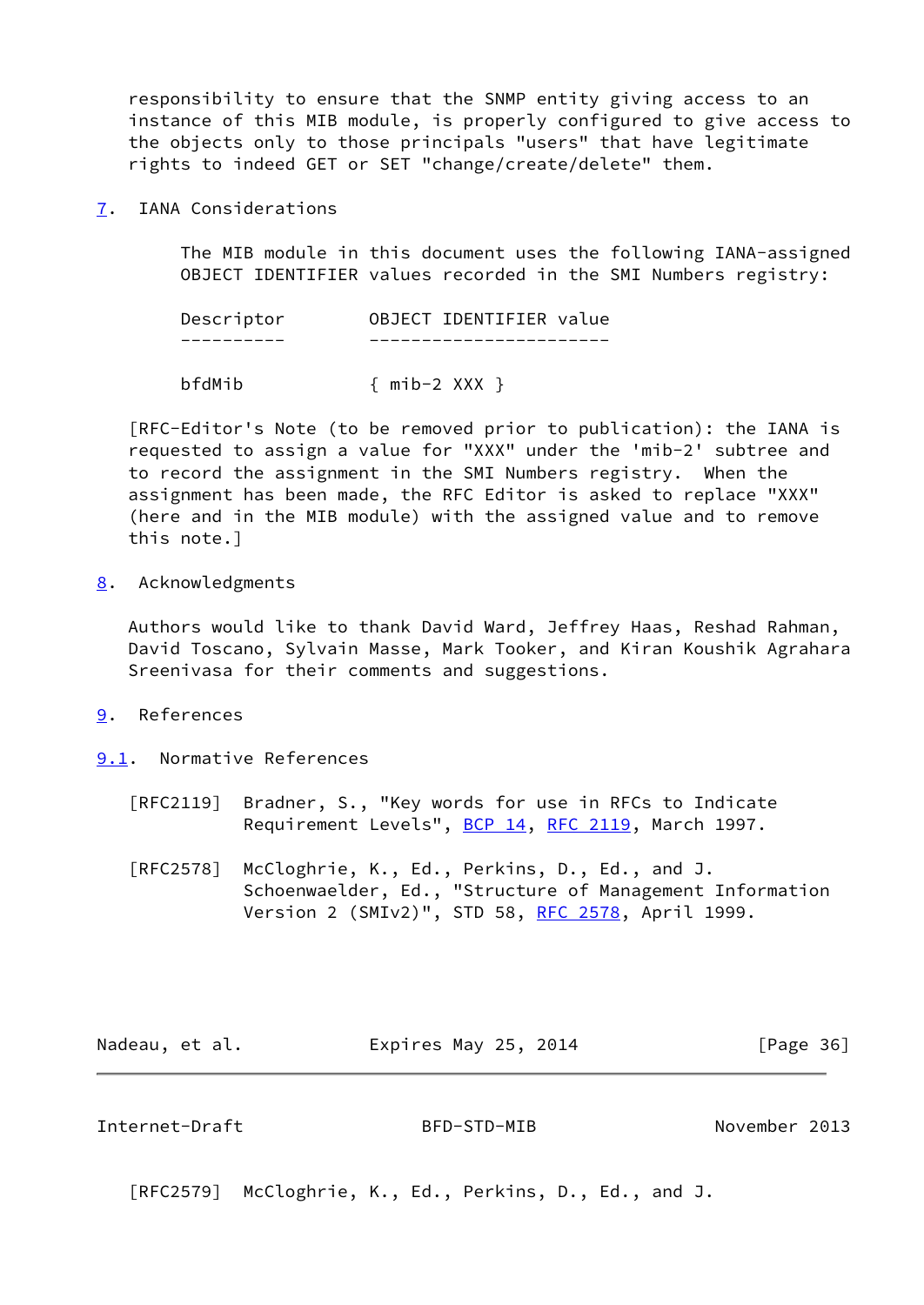responsibility to ensure that the SNMP entity giving access to an instance of this MIB module, is properly configured to give access to the objects only to those principals "users" that have legitimate rights to indeed GET or SET "change/create/delete" them.

## 7. IANA Considerations

The MIB module in this document uses the following IANA-assigned OBJECT IDENTIFIER values recorded in the SMI Numbers registry:

| Descriptor | OBJECT IDENTIFIER value |
|---|---|
| bfdMib | { mib-2 XXX } |

[RFC-Editor's Note (to be removed prior to publication): the IANA is requested to assign a value for "XXX" under the 'mib-2' subtree and to record the assignment in the SMI Numbers registry. When the assignment has been made, the RFC Editor is asked to replace "XXX" (here and in the MIB module) with the assigned value and to remove this note.]

## 8. Acknowledgments

Authors would like to thank David Ward, Jeffrey Haas, Reshad Rahman, David Toscano, Sylvain Masse, Mark Tooker, and Kiran Koushik Agrahara Sreenivasa for their comments and suggestions.

## 9. References

### 9.1. Normative References

[RFC2119] Bradner, S., "Key words for use in RFCs to Indicate Requirement Levels", BCP 14, RFC 2119, March 1997.

[RFC2578] McCloghrie, K., Ed., Perkins, D., Ed., and J. Schoenwaelder, Ed., "Structure of Management Information Version 2 (SMIv2)", STD 58, RFC 2578, April 1999.

[RFC2579] McCloghrie, K., Ed., Perkins, D., Ed., and J.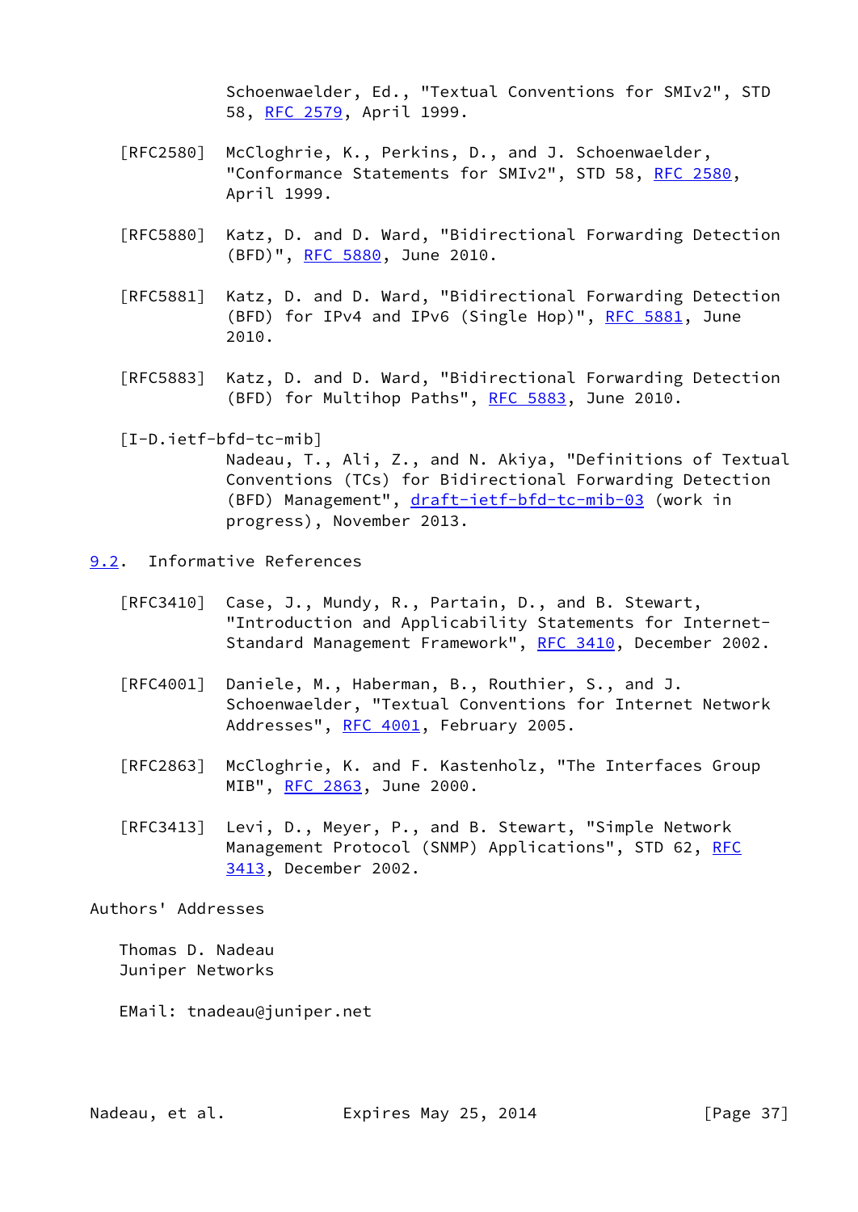Schoenwaelder, Ed., "Textual Conventions for SMIv2", STD 58, RFC 2579, April 1999.

[RFC2580] McCloghrie, K., Perkins, D., and J. Schoenwaelder, "Conformance Statements for SMIv2", STD 58, RFC 2580, April 1999.

[RFC5880] Katz, D. and D. Ward, "Bidirectional Forwarding Detection (BFD)", RFC 5880, June 2010.

[RFC5881] Katz, D. and D. Ward, "Bidirectional Forwarding Detection (BFD) for IPv4 and IPv6 (Single Hop)", RFC 5881, June 2010.

[RFC5883] Katz, D. and D. Ward, "Bidirectional Forwarding Detection (BFD) for Multihop Paths", RFC 5883, June 2010.

[I-D.ietf-bfd-tc-mib]
Nadeau, T., Ali, Z., and N. Akiya, "Definitions of Textual Conventions (TCs) for Bidirectional Forwarding Detection (BFD) Management", draft-ietf-bfd-tc-mib-03 (work in progress), November 2013.

## 9.2. Informative References

[RFC3410] Case, J., Mundy, R., Partain, D., and B. Stewart, "Introduction and Applicability Statements for Internet-Standard Management Framework", RFC 3410, December 2002.

[RFC4001] Daniele, M., Haberman, B., Routhier, S., and J. Schoenwaelder, "Textual Conventions for Internet Network Addresses", RFC 4001, February 2005.

[RFC2863] McCloghrie, K. and F. Kastenholz, "The Interfaces Group MIB", RFC 2863, June 2000.

[RFC3413] Levi, D., Meyer, P., and B. Stewart, "Simple Network Management Protocol (SNMP) Applications", STD 62, RFC 3413, December 2002.

## Authors' Addresses

Thomas D. Nadeau
Juniper Networks

EMail: tnadeau@juniper.net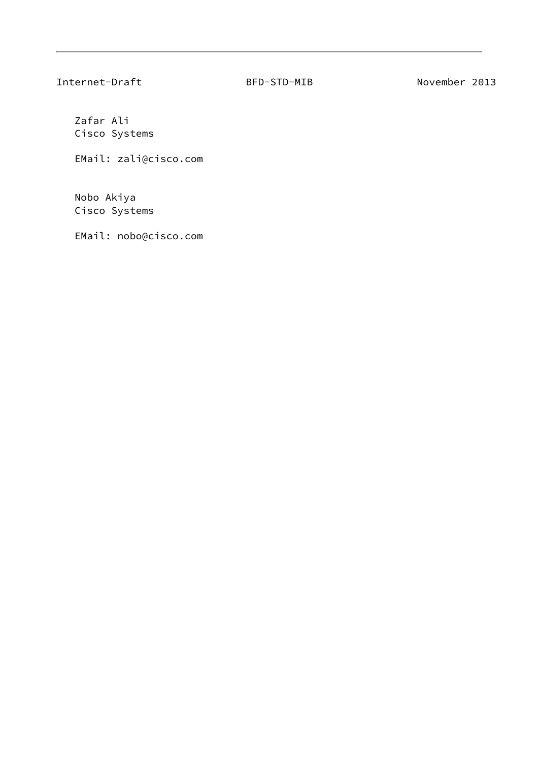Zafar Ali
Cisco Systems

EMail: zali@cisco.com

Nobo Akiya
Cisco Systems

EMail: nobo@cisco.com